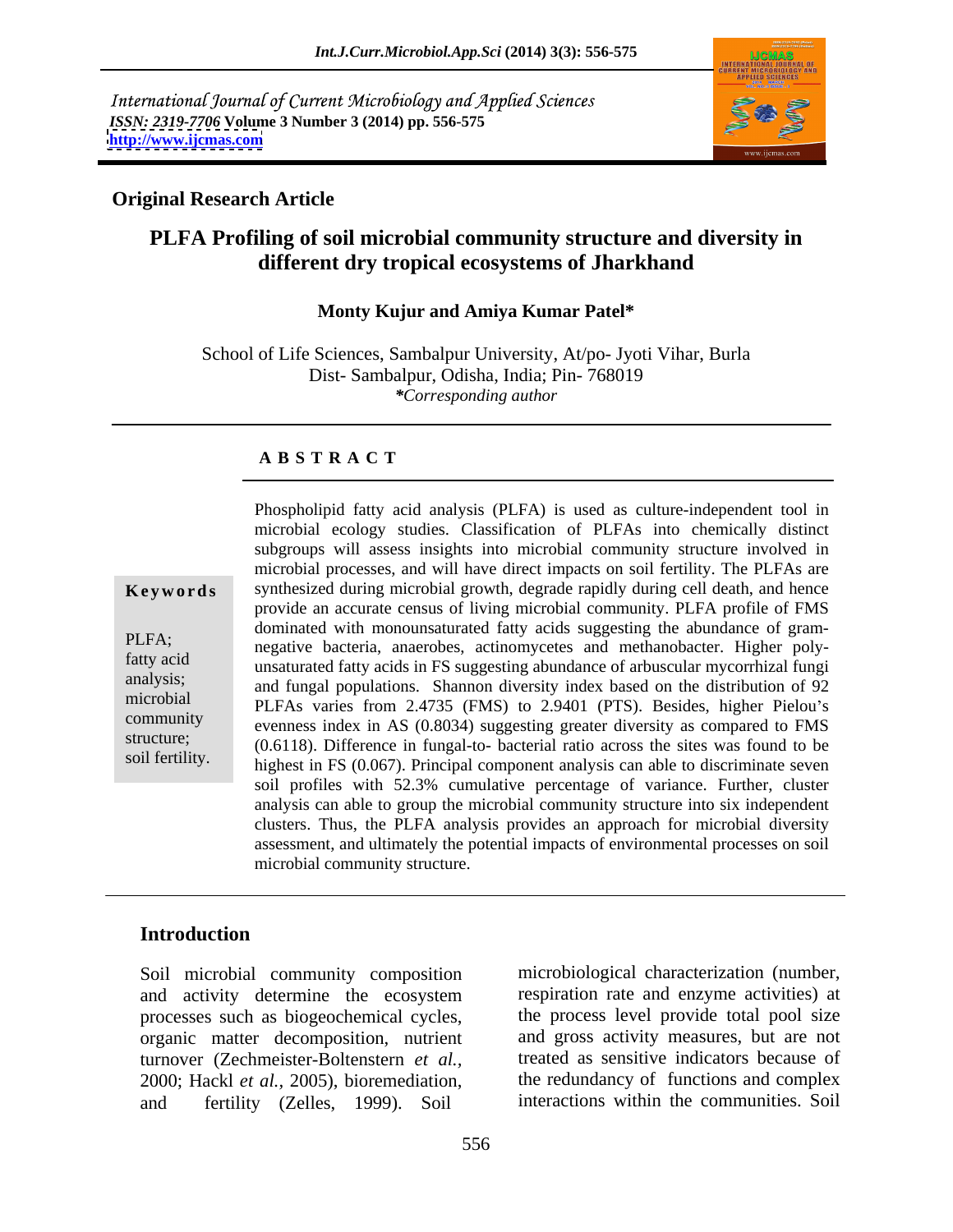International Journal of Current Microbiology and Applied Sciences
*ISSN: 2319-7706* **Volume 3 Number 3 (2014) pp. 556-575**
**http://www.ijcmas.com**

**Original Research Article**

# PLFA Profiling of soil microbial community structure and diversity in different dry tropical ecosystems of Jharkhand

**Monty Kujur and Amiya Kumar Patel***

School of Life Sciences, Sambalpur University, At/po- Jyoti Vihar, Burla
Dist- Sambalpur, Odisha, India; Pin- 768019
*\*Corresponding author*

## ABSTRACT

**Keywords**

PLFA;
fatty acid analysis;
microbial community structure;
soil fertility.

Phospholipid fatty acid analysis (PLFA) is used as culture-independent tool in microbial ecology studies. Classification of PLFAs into chemically distinct subgroups will assess insights into microbial community structure involved in microbial processes, and will have direct impacts on soil fertility. The PLFAs are synthesized during microbial growth, degrade rapidly during cell death, and hence provide an accurate census of living microbial community. PLFA profile of FMS dominated with monounsaturated fatty acids suggesting the abundance of gram-negative bacteria, anaerobes, actinomycetes and methanobacter. Higher poly-unsaturated fatty acids in FS suggesting abundance of arbuscular mycorrhizal fungi and fungal populations. Shannon diversity index based on the distribution of 92 PLFAs varies from 2.4735 (FMS) to 2.9401 (PTS). Besides, higher Pielou's evenness index in AS (0.8034) suggesting greater diversity as compared to FMS (0.6118). Difference in fungal-to- bacterial ratio across the sites was found to be highest in FS (0.067). Principal component analysis can able to discriminate seven soil profiles with 52.3% cumulative percentage of variance. Further, cluster analysis can able to group the microbial community structure into six independent clusters. Thus, the PLFA analysis provides an approach for microbial diversity assessment, and ultimately the potential impacts of environmental processes on soil microbial community structure.

## Introduction

Soil microbial community composition and activity determine the ecosystem processes such as biogeochemical cycles, organic matter decomposition, nutrient turnover (Zechmeister-Boltenstern *et al.,* 2000; Hackl *et al.,* 2005), bioremediation, and fertility (Zelles, 1999). Soil microbiological characterization (number, respiration rate and enzyme activities) at the process level provide total pool size and gross activity measures, but are not treated as sensitive indicators because of the redundancy of functions and complex interactions within the communities. Soil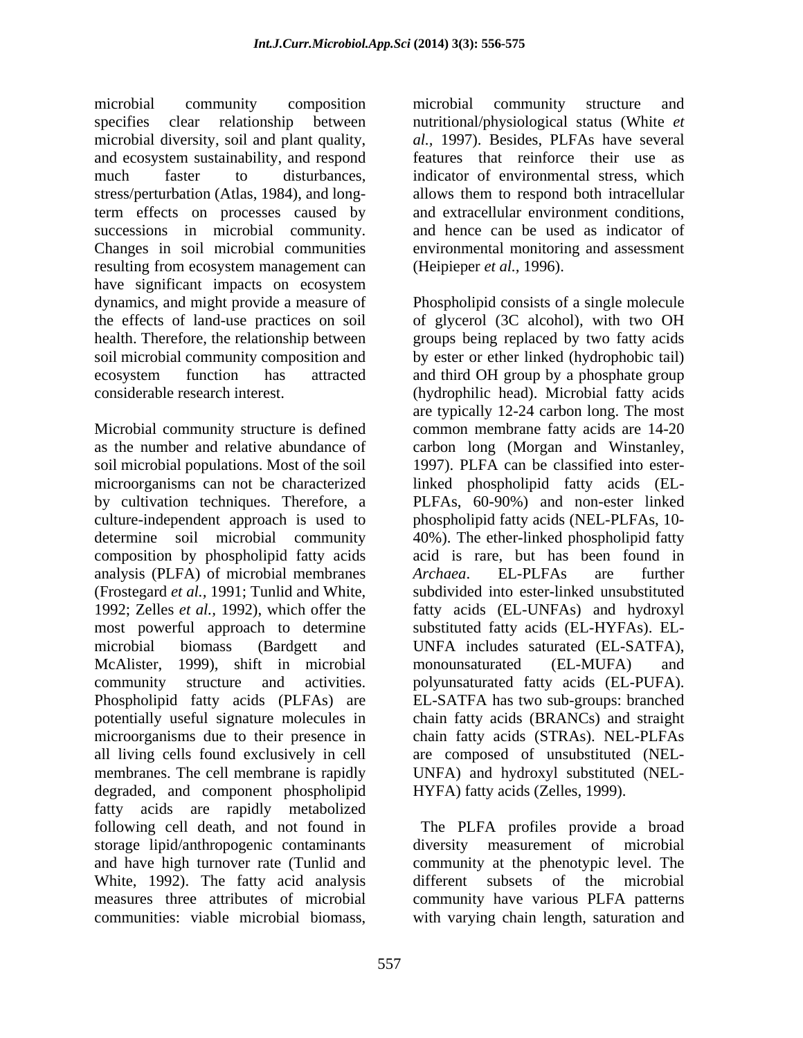microbial community composition specifies clear relationship between microbial diversity, soil and plant quality, and ecosystem sustainability, and respond much faster to disturbances, stress/perturbation (Atlas, 1984), and long-term effects on processes caused by successions in microbial community. Changes in soil microbial communities resulting from ecosystem management can have significant impacts on ecosystem dynamics, and might provide a measure of the effects of land-use practices on soil health. Therefore, the relationship between soil microbial community composition and ecosystem function has attracted considerable research interest.

Microbial community structure is defined as the number and relative abundance of soil microbial populations. Most of the soil microorganisms can not be characterized by cultivation techniques. Therefore, a culture-independent approach is used to determine soil microbial community composition by phospholipid fatty acids analysis (PLFA) of microbial membranes (Frostegard *et al.*, 1991; Tunlid and White, 1992; Zelles *et al.*, 1992), which offer the most powerful approach to determine microbial biomass (Bardgett and McAlister, 1999), shift in microbial community structure and activities. Phospholipid fatty acids (PLFAs) are potentially useful signature molecules in microorganisms due to their presence in all living cells found exclusively in cell membranes. The cell membrane is rapidly degraded, and component phospholipid fatty acids are rapidly metabolized following cell death, and not found in storage lipid/anthropogenic contaminants and have high turnover rate (Tunlid and White, 1992). The fatty acid analysis measures three attributes of microbial communities: viable microbial biomass, microbial community structure and nutritional/physiological status (White *et al.*, 1997). Besides, PLFAs have several features that reinforce their use as indicator of environmental stress, which allows them to respond both intracellular and extracellular environment conditions, and hence can be used as indicator of environmental monitoring and assessment (Heipieper *et al.*, 1996).

Phospholipid consists of a single molecule of glycerol (3C alcohol), with two OH groups being replaced by two fatty acids by ester or ether linked (hydrophobic tail) and third OH group by a phosphate group (hydrophilic head). Microbial fatty acids are typically 12-24 carbon long. The most common membrane fatty acids are 14-20 carbon long (Morgan and Winstanley, 1997). PLFA can be classified into ester-linked phospholipid fatty acids (EL-PLFAs, 60-90%) and non-ester linked phospholipid fatty acids (NEL-PLFAs, 10-40%). The ether-linked phospholipid fatty acid is rare, but has been found in *Archaea*. EL-PLFAs are further subdivided into ester-linked unsubstituted fatty acids (EL-UNFAs) and hydroxyl substituted fatty acids (EL-HYFAs). EL-UNFA includes saturated (EL-SATFA), monounsaturated (EL-MUFA) and polyunsaturated fatty acids (EL-PUFA). EL-SATFA has two sub-groups: branched chain fatty acids (BRANCs) and straight chain fatty acids (STRAs). NEL-PLFAs are composed of unsubstituted (NEL-UNFA) and hydroxyl substituted (NEL-HYFA) fatty acids (Zelles, 1999).

The PLFA profiles provide a broad diversity measurement of microbial community at the phenotypic level. The different subsets of the microbial community have various PLFA patterns with varying chain length, saturation and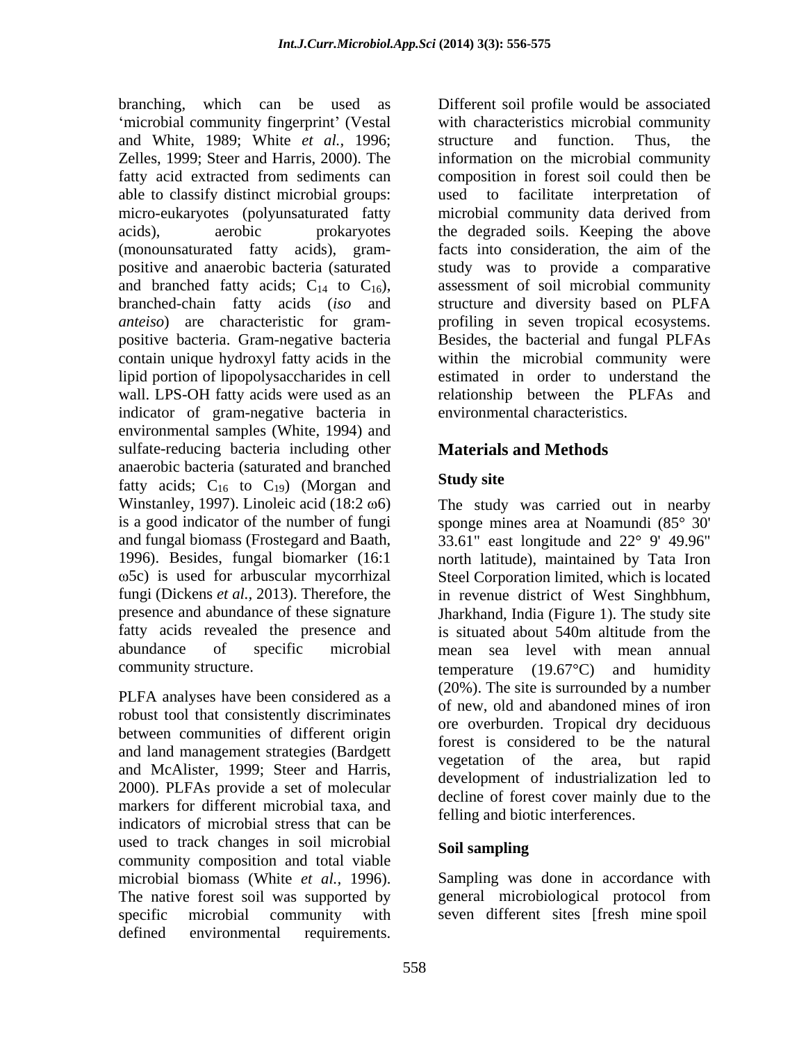branching, which can be used as 'microbial community fingerprint' (Vestal and White, 1989; White *et al.*, 1996; Zelles, 1999; Steer and Harris, 2000). The fatty acid extracted from sediments can able to classify distinct microbial groups: micro-eukaryotes (polyunsaturated fatty acids), aerobic prokaryotes (monounsaturated fatty acids), gram-positive and anaerobic bacteria (saturated and branched fatty acids; $C_{14}$ to $C_{16}$), branched-chain fatty acids (*iso* and *anteiso*) are characteristic for gram-positive bacteria. Gram-negative bacteria contain unique hydroxyl fatty acids in the lipid portion of lipopolysaccharides in cell wall. LPS-OH fatty acids were used as an indicator of gram-negative bacteria in environmental samples (White, 1994) and sulfate-reducing bacteria including other anaerobic bacteria (saturated and branched fatty acids; $C_{16}$ to $C_{19}$) (Morgan and Winstanley, 1997). Linoleic acid (18:2 ω6) is a good indicator of the number of fungi and fungal biomass (Frostegard and Baath, 1996). Besides, fungal biomarker (16:1 ω5c) is used for arbuscular mycorrhizal fungi (Dickens *et al.*, 2013). Therefore, the presence and abundance of these signature fatty acids revealed the presence and abundance of specific microbial community structure.

PLFA analyses have been considered as a robust tool that consistently discriminates between communities of different origin and land management strategies (Bardgett and McAlister, 1999; Steer and Harris, 2000). PLFAs provide a set of molecular markers for different microbial taxa, and indicators of microbial stress that can be used to track changes in soil microbial community composition and total viable microbial biomass (White *et al.*, 1996). The native forest soil was supported by specific microbial community with defined environmental requirements. Different soil profile would be associated with characteristics microbial community structure and function. Thus, the information on the microbial community composition in forest soil could then be used to facilitate interpretation of microbial community data derived from the degraded soils. Keeping the above facts into consideration, the aim of the study was to provide a comparative assessment of soil microbial community structure and diversity based on PLFA profiling in seven tropical ecosystems. Besides, the bacterial and fungal PLFAs within the microbial community were estimated in order to understand the relationship between the PLFAs and environmental characteristics.

## Materials and Methods

### Study site

The study was carried out in nearby sponge mines area at Noamundi (85° 30' 33.61" east longitude and 22° 9' 49.96" north latitude), maintained by Tata Iron Steel Corporation limited, which is located in revenue district of West Singhbhum, Jharkhand, India (Figure 1). The study site is situated about 540m altitude from the mean sea level with mean annual temperature (19.67°C) and humidity (20%). The site is surrounded by a number of new, old and abandoned mines of iron ore overburden. Tropical dry deciduous forest is considered to be the natural vegetation of the area, but rapid development of industrialization led to decline of forest cover mainly due to the felling and biotic interferences.

### Soil sampling

Sampling was done in accordance with general microbiological protocol from seven different sites [fresh mine spoil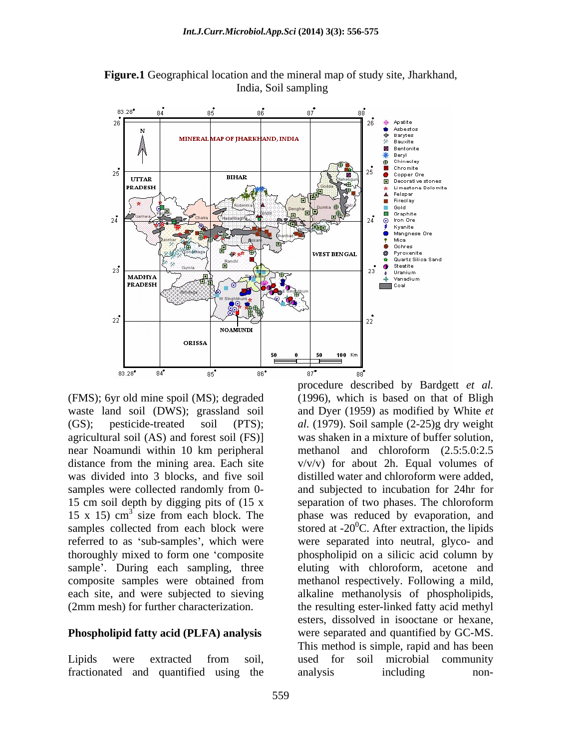**Figure.1** Geographical location and the mineral map of study site, Jharkhand, India, Soil sampling

(FMS); 6yr old mine spoil (MS); degraded waste land soil (DWS); grassland soil (GS); pesticide-treated soil (PTS); agricultural soil (AS) and forest soil (FS)] near Noamundi within 10 km peripheral distance from the mining area. Each site was divided into 3 blocks, and five soil samples were collected randomly from 0-15 cm soil depth by digging pits of (15 x 15 x 15) $cm^3$ size from each block. The samples collected from each block were referred to as 'sub-samples', which were thoroughly mixed to form one 'composite sample'. During each sampling, three composite samples were obtained from each site, and were subjected to sieving (2mm mesh) for further characterization.

## Phospholipid fatty acid (PLFA) analysis

Lipids were extracted from soil, fractionated and quantified using the procedure described by Bardgett *et al.* (1996), which is based on that of Bligh and Dyer (1959) as modified by White *et al.* (1979). Soil sample (2-25)g dry weight was shaken in a mixture of buffer solution, methanol and chloroform (2.5:5.0:2.5 v/v/v) for about 2h. Equal volumes of distilled water and chloroform were added, and subjected to incubation for 24hr for separation of two phases. The chloroform phase was reduced by evaporation, and stored at $-20^0$C. After extraction, the lipids were separated into neutral, glyco- and phospholipid on a silicic acid column by eluting with chloroform, acetone and methanol respectively. Following a mild, alkaline methanolysis of phospholipids, the resulting ester-linked fatty acid methyl esters, dissolved in isooctane or hexane, were separated and quantified by GC-MS. This method is simple, rapid and has been used for soil microbial community analysis including non-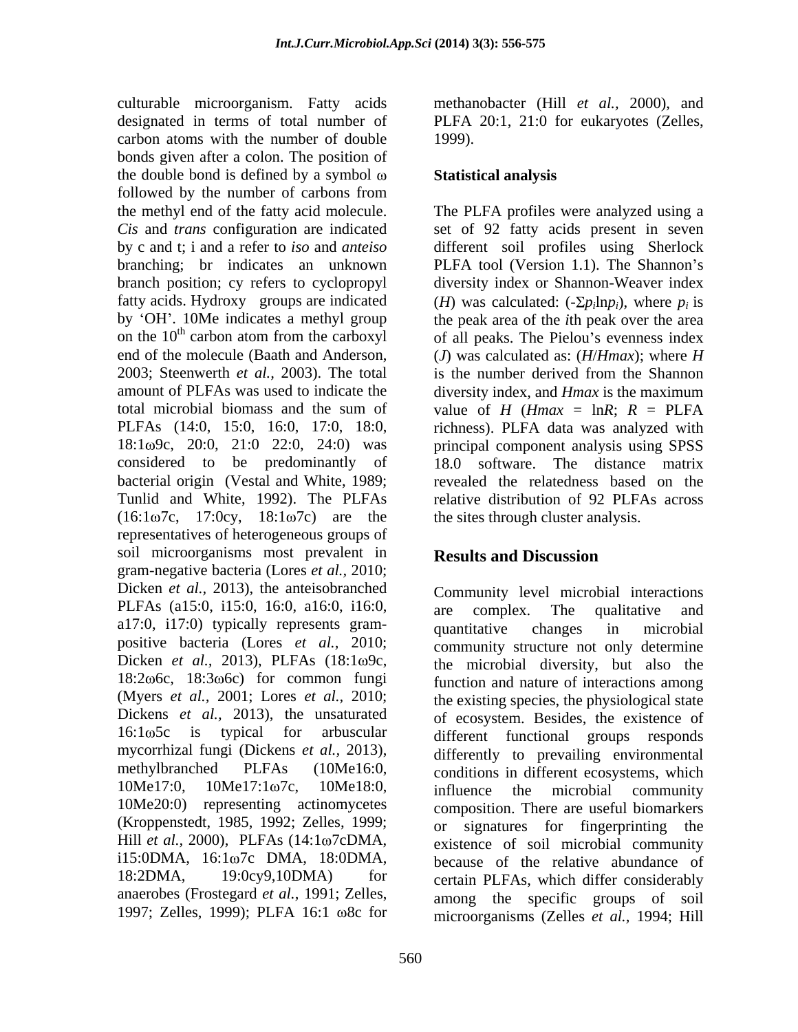culturable microorganism. Fatty acids designated in terms of total number of carbon atoms with the number of double bonds given after a colon. The position of the double bond is defined by a symbol ω followed by the number of carbons from the methyl end of the fatty acid molecule. *Cis* and *trans* configuration are indicated by c and t; i and a refer to *iso* and *anteiso* branching; br indicates an unknown branch position; cy refers to cyclopropyl fatty acids. Hydroxy groups are indicated by 'OH'. 10Me indicates a methyl group on the $10^{th}$ carbon atom from the carboxyl end of the molecule (Baath and Anderson, 2003; Steenwerth *et al.,* 2003). The total amount of PLFAs was used to indicate the total microbial biomass and the sum of PLFAs (14:0, 15:0, 16:0, 17:0, 18:0, 18:1ω9c, 20:0, 21:0 22:0, 24:0) was considered to be predominantly of bacterial origin (Vestal and White, 1989; Tunlid and White, 1992). The PLFAs (16:1ω7c, 17:0cy, 18:1ω7c) are the representatives of heterogeneous groups of soil microorganisms most prevalent in gram-negative bacteria (Lores *et al.,* 2010; Dicken *et al.,* 2013), the anteisobranched PLFAs (a15:0, i15:0, 16:0, a16:0, i16:0, a17:0, i17:0) typically represents gram-positive bacteria (Lores *et al.,* 2010; Dicken *et al.,* 2013), PLFAs (18:1ω9c, 18:2ω6c, 18:3ω6c) for common fungi (Myers *et al.,* 2001; Lores *et al.,* 2010; Dickens *et al.,* 2013), the unsaturated 16:1ω5c is typical for arbuscular mycorrhizal fungi (Dickens *et al.,* 2013), methylbranched PLFAs (10Me16:0, 10Me17:0, 10Me17:1ω7c, 10Me18:0, 10Me20:0) representing actinomycetes (Kroppenstedt, 1985, 1992; Zelles, 1999; Hill *et al.,* 2000), PLFAs (14:1ω7cDMA, i15:0DMA, 16:1ω7c DMA, 18:0DMA, 18:2DMA, 19:0cy9,10DMA) for anaerobes (Frostegard *et al.,* 1991; Zelles, 1997; Zelles, 1999); PLFA 16:1 ω8c for methanobacter (Hill *et al.,* 2000), and PLFA 20:1, 21:0 for eukaryotes (Zelles, 1999).

## Statistical analysis

The PLFA profiles were analyzed using a set of 92 fatty acids present in seven different soil profiles using Sherlock PLFA tool (Version 1.1). The Shannon's diversity index or Shannon-Weaver index (*H*) was calculated: ($-\Sigma p_i \ln p_i$), where $p_i$ is the peak area of the *i*th peak over the area of all peaks. The Pielou's evenness index (*J*) was calculated as: ($H/Hmax$); where *H* is the number derived from the Shannon diversity index, and *Hmax* is the maximum value of *H* ($Hmax = \ln R$; $R$ = PLFA richness). PLFA data was analyzed with principal component analysis using SPSS 18.0 software. The distance matrix revealed the relatedness based on the relative distribution of 92 PLFAs across the sites through cluster analysis.

## Results and Discussion

Community level microbial interactions are complex. The qualitative and quantitative changes in microbial community structure not only determine the microbial diversity, but also the function and nature of interactions among the existing species, the physiological state of ecosystem. Besides, the existence of different functional groups responds differently to prevailing environmental conditions in different ecosystems, which influence the microbial community composition. There are useful biomarkers or signatures for fingerprinting the existence of soil microbial community because of the relative abundance of certain PLFAs, which differ considerably among the specific groups of soil microorganisms (Zelles *et al.,* 1994; Hill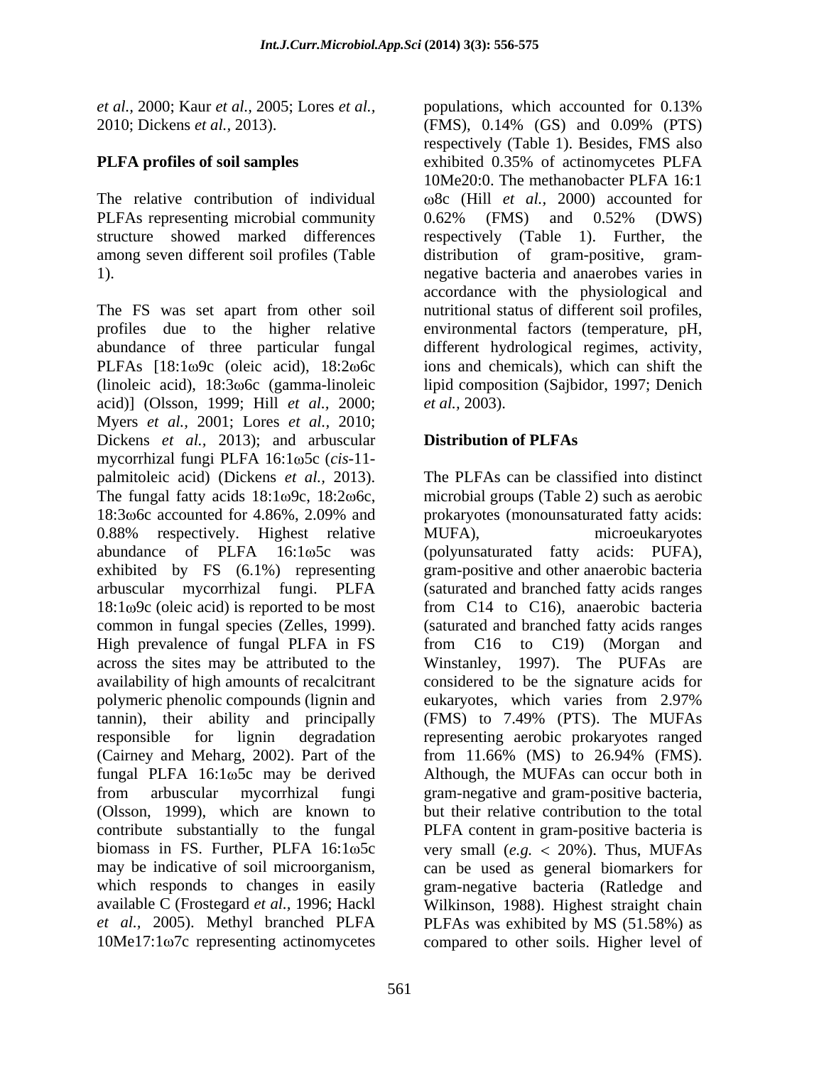*et al.,* 2000; Kaur *et al.*, 2005; Lores *et al.,* 2010; Dickens *et al.,* 2013).

**PLFA profiles of soil samples**

The relative contribution of individual PLFAs representing microbial community structure showed marked differences among seven different soil profiles (Table 1).

The FS was set apart from other soil profiles due to the higher relative abundance of three particular fungal PLFAs [18:1ω9c (oleic acid), 18:2ω6c (linoleic acid), 18:3ω6c (gamma-linoleic acid)] (Olsson, 1999; Hill *et al.*, 2000; Myers *et al.,* 2001; Lores *et al.,* 2010; Dickens *et al.,* 2013); and arbuscular mycorrhizal fungi PLFA 16:1ω5c (*cis*-11-palmitoleic acid) (Dickens *et al.,* 2013). The fungal fatty acids 18:1ω9c, 18:2ω6c, 18:3ω6c accounted for 4.86%, 2.09% and 0.88% respectively. Highest relative abundance of PLFA 16:1ω5c was exhibited by FS (6.1%) representing arbuscular mycorrhizal fungi. PLFA 18:1ω9c (oleic acid) is reported to be most common in fungal species (Zelles, 1999). High prevalence of fungal PLFA in FS across the sites may be attributed to the availability of high amounts of recalcitrant polymeric phenolic compounds (lignin and tannin), their ability and principally responsible for lignin degradation (Cairney and Meharg, 2002). Part of the fungal PLFA 16:1ω5c may be derived from arbuscular mycorrhizal fungi (Olsson, 1999), which are known to contribute substantially to the fungal biomass in FS. Further, PLFA 16:1ω5c may be indicative of soil microorganism, which responds to changes in easily available C (Frostegard *et al.,* 1996; Hackl *et al.,* 2005). Methyl branched PLFA 10Me17:1ω7c representing actinomycetes populations, which accounted for 0.13% (FMS), 0.14% (GS) and 0.09% (PTS) respectively (Table 1). Besides, FMS also exhibited 0.35% of actinomycetes PLFA 10Me20:0. The methanobacter PLFA 16:1 ω8c (Hill *et al.,* 2000) accounted for 0.62% (FMS) and 0.52% (DWS) respectively (Table 1). Further, the distribution of gram-positive, gram-negative bacteria and anaerobes varies in accordance with the physiological and nutritional status of different soil profiles, environmental factors (temperature, pH, different hydrological regimes, activity, ions and chemicals), which can shift the lipid composition (Sajbidor, 1997; Denich *et al.,* 2003).

**Distribution of PLFAs**

The PLFAs can be classified into distinct microbial groups (Table 2) such as aerobic prokaryotes (monounsaturated fatty acids: MUFA), microeukaryotes (polyunsaturated fatty acids: PUFA), gram-positive and other anaerobic bacteria (saturated and branched fatty acids ranges from C14 to C16), anaerobic bacteria (saturated and branched fatty acids ranges from C16 to C19) (Morgan and Winstanley, 1997). The PUFAs are considered to be the signature acids for eukaryotes, which varies from 2.97% (FMS) to 7.49% (PTS). The MUFAs representing aerobic prokaryotes ranged from 11.66% (MS) to 26.94% (FMS). Although, the MUFAs can occur both in gram-negative and gram-positive bacteria, but their relative contribution to the total PLFA content in gram-positive bacteria is very small (*e.g.* < 20%). Thus, MUFAs can be used as general biomarkers for gram-negative bacteria (Ratledge and Wilkinson, 1988). Highest straight chain PLFAs was exhibited by MS (51.58%) as compared to other soils. Higher level of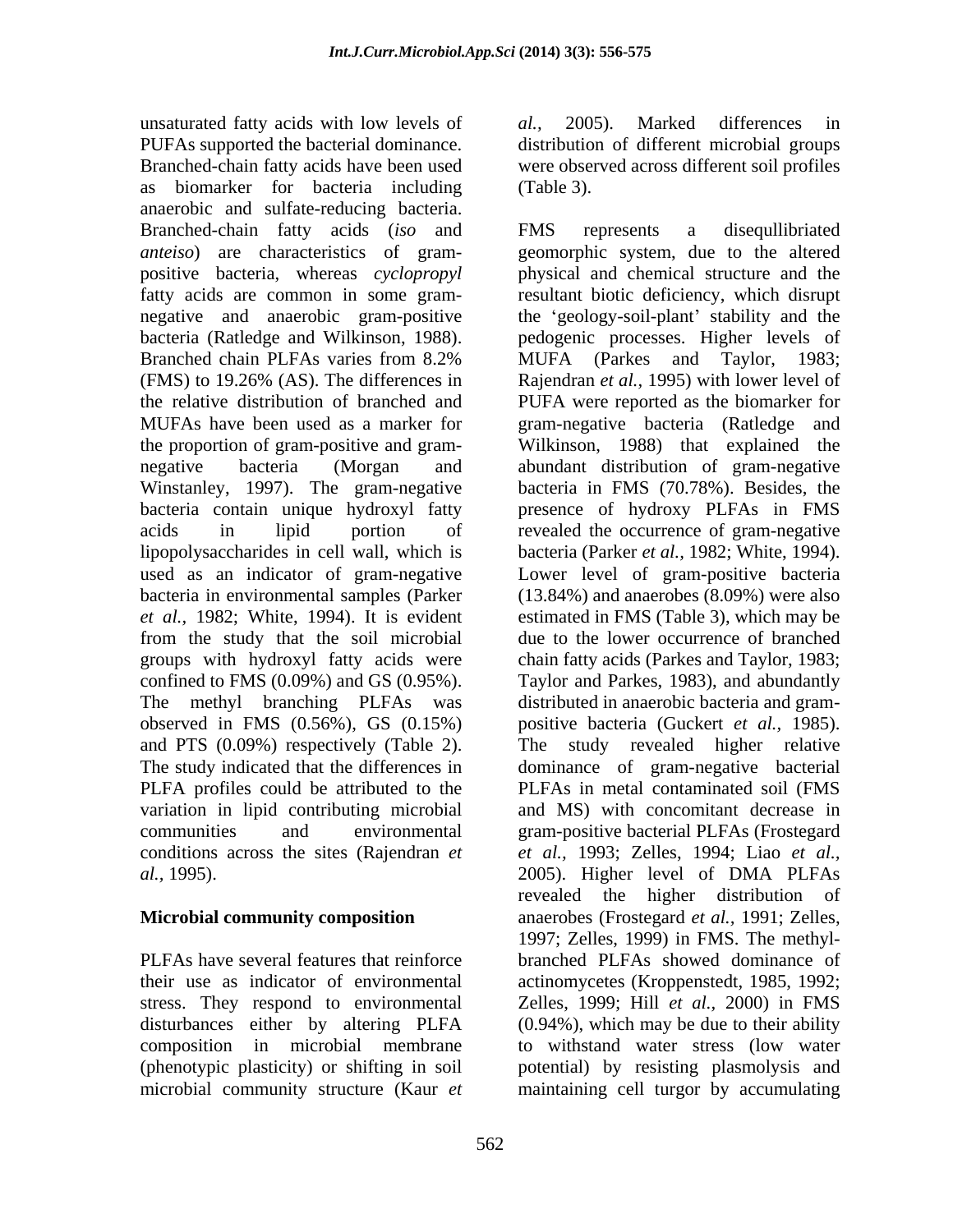unsaturated fatty acids with low levels of PUFAs supported the bacterial dominance. Branched-chain fatty acids have been used as biomarker for bacteria including anaerobic and sulfate-reducing bacteria. Branched-chain fatty acids (*iso* and *anteiso*) are characteristics of gram-positive bacteria, whereas *cyclopropyl* fatty acids are common in some gram-negative and anaerobic gram-positive bacteria (Ratledge and Wilkinson, 1988). Branched chain PLFAs varies from 8.2% (FMS) to 19.26% (AS). The differences in the relative distribution of branched and MUFAs have been used as a marker for the proportion of gram-positive and gram-negative bacteria (Morgan and Winstanley, 1997). The gram-negative bacteria contain unique hydroxyl fatty acids in lipid portion of lipopolysaccharides in cell wall, which is used as an indicator of gram-negative bacteria in environmental samples (Parker *et al.,* 1982; White, 1994). It is evident from the study that the soil microbial groups with hydroxyl fatty acids were confined to FMS (0.09%) and GS (0.95%). The methyl branching PLFAs was observed in FMS (0.56%), GS (0.15%) and PTS (0.09%) respectively (Table 2). The study indicated that the differences in PLFA profiles could be attributed to the variation in lipid contributing microbial communities and environmental conditions across the sites (Rajendran *et al.,* 1995).

## Microbial community composition

PLFAs have several features that reinforce their use as indicator of environmental stress. They respond to environmental disturbances either by altering PLFA composition in microbial membrane (phenotypic plasticity) or shifting in soil microbial community structure (Kaur *et al.,* 2005). Marked differences in distribution of different microbial groups were observed across different soil profiles (Table 3).

FMS represents a disequllibriated geomorphic system, due to the altered physical and chemical structure and the resultant biotic deficiency, which disrupt the 'geology-soil-plant' stability and the pedogenic processes. Higher levels of MUFA (Parkes and Taylor, 1983; Rajendran *et al.,* 1995) with lower level of PUFA were reported as the biomarker for gram-negative bacteria (Ratledge and Wilkinson, 1988) that explained the abundant distribution of gram-negative bacteria in FMS (70.78%). Besides, the presence of hydroxy PLFAs in FMS revealed the occurrence of gram-negative bacteria (Parker *et al.,* 1982; White, 1994). Lower level of gram-positive bacteria (13.84%) and anaerobes (8.09%) were also estimated in FMS (Table 3), which may be due to the lower occurrence of branched chain fatty acids (Parkes and Taylor, 1983; Taylor and Parkes, 1983), and abundantly distributed in anaerobic bacteria and gram-positive bacteria (Guckert *et al.,* 1985). The study revealed higher relative dominance of gram-negative bacterial PLFAs in metal contaminated soil (FMS and MS) with concomitant decrease in gram-positive bacterial PLFAs (Frostegard *et al.,* 1993; Zelles, 1994; Liao *et al.,* 2005). Higher level of DMA PLFAs revealed the higher distribution of anaerobes (Frostegard *et al.,* 1991; Zelles, 1997; Zelles, 1999) in FMS. The methyl-branched PLFAs showed dominance of actinomycetes (Kroppenstedt, 1985, 1992; Zelles, 1999; Hill *et al.,* 2000) in FMS (0.94%), which may be due to their ability to withstand water stress (low water potential) by resisting plasmolysis and maintaining cell turgor by accumulating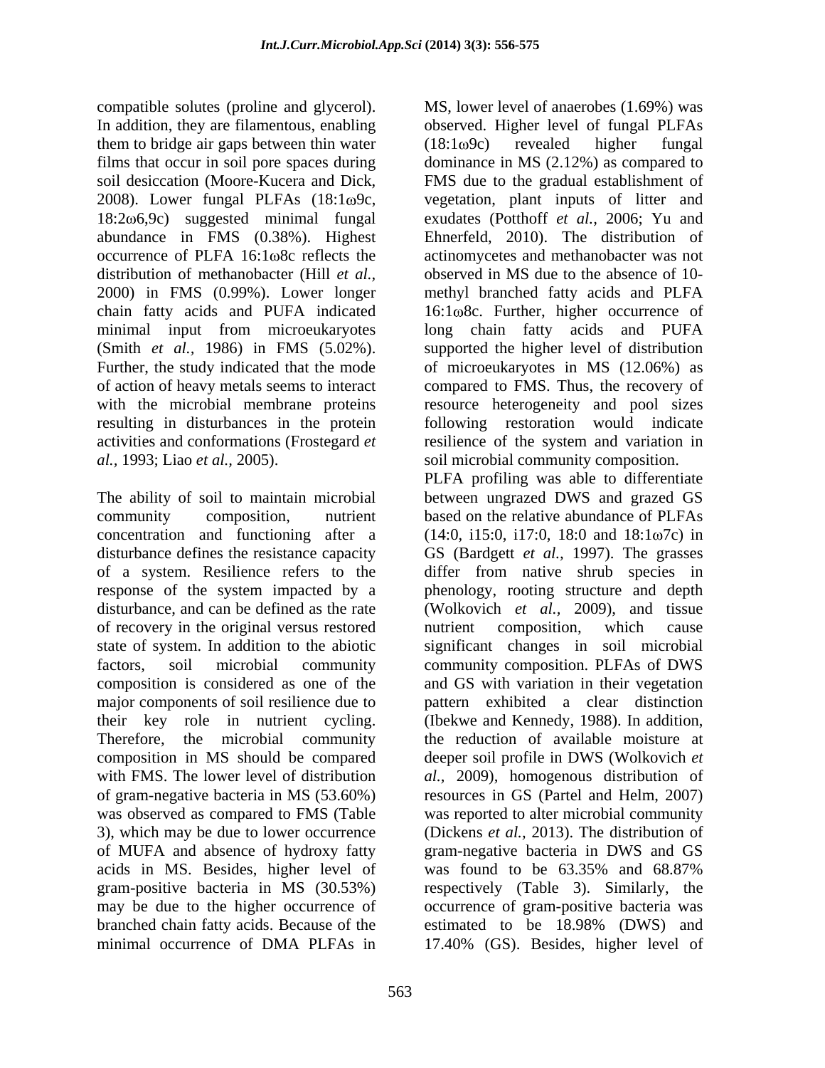compatible solutes (proline and glycerol). In addition, they are filamentous, enabling them to bridge air gaps between thin water films that occur in soil pore spaces during soil desiccation (Moore-Kucera and Dick, 2008). Lower fungal PLFAs (18:1ω9c, 18:2ω6,9c) suggested minimal fungal abundance in FMS (0.38%). Highest occurrence of PLFA 16:1ω8c reflects the distribution of methanobacter (Hill *et al.,* 2000) in FMS (0.99%). Lower longer chain fatty acids and PUFA indicated minimal input from microeukaryotes (Smith *et al.,* 1986) in FMS (5.02%). Further, the study indicated that the mode of action of heavy metals seems to interact with the microbial membrane proteins resulting in disturbances in the protein activities and conformations (Frostegard *et al.,* 1993; Liao *et al.,* 2005).

The ability of soil to maintain microbial community composition, nutrient concentration and functioning after a disturbance defines the resistance capacity of a system. Resilience refers to the response of the system impacted by a disturbance, and can be defined as the rate of recovery in the original versus restored state of system. In addition to the abiotic factors, soil microbial community composition is considered as one of the major components of soil resilience due to their key role in nutrient cycling. Therefore, the microbial community composition in MS should be compared with FMS. The lower level of distribution of gram-negative bacteria in MS (53.60%) was observed as compared to FMS (Table 3), which may be due to lower occurrence of MUFA and absence of hydroxy fatty acids in MS. Besides, higher level of gram-positive bacteria in MS (30.53%) may be due to the higher occurrence of branched chain fatty acids. Because of the minimal occurrence of DMA PLFAs in MS, lower level of anaerobes (1.69%) was observed. Higher level of fungal PLFAs (18:1ω9c) revealed higher fungal dominance in MS (2.12%) as compared to FMS due to the gradual establishment of vegetation, plant inputs of litter and exudates (Potthoff *et al.,* 2006; Yu and Ehnerfeld, 2010). The distribution of actinomycetes and methanobacter was not observed in MS due to the absence of 10-methyl branched fatty acids and PLFA 16:1ω8c. Further, higher occurrence of long chain fatty acids and PUFA supported the higher level of distribution of microeukaryotes in MS (12.06%) as compared to FMS. Thus, the recovery of resource heterogeneity and pool sizes following restoration would indicate resilience of the system and variation in soil microbial community composition.

PLFA profiling was able to differentiate between ungrazed DWS and grazed GS based on the relative abundance of PLFAs (14:0, i15:0, i17:0, 18:0 and 18:1ω7c) in GS (Bardgett *et al.,* 1997). The grasses differ from native shrub species in phenology, rooting structure and depth (Wolkovich *et al.,* 2009), and tissue nutrient composition, which cause significant changes in soil microbial community composition. PLFAs of DWS and GS with variation in their vegetation pattern exhibited a clear distinction (Ibekwe and Kennedy, 1988). In addition, the reduction of available moisture at deeper soil profile in DWS (Wolkovich *et al.,* 2009), homogenous distribution of resources in GS (Partel and Helm, 2007) was reported to alter microbial community (Dickens *et al.,* 2013). The distribution of gram-negative bacteria in DWS and GS was found to be 63.35% and 68.87% respectively (Table 3). Similarly, the occurrence of gram-positive bacteria was estimated to be 18.98% (DWS) and 17.40% (GS). Besides, higher level of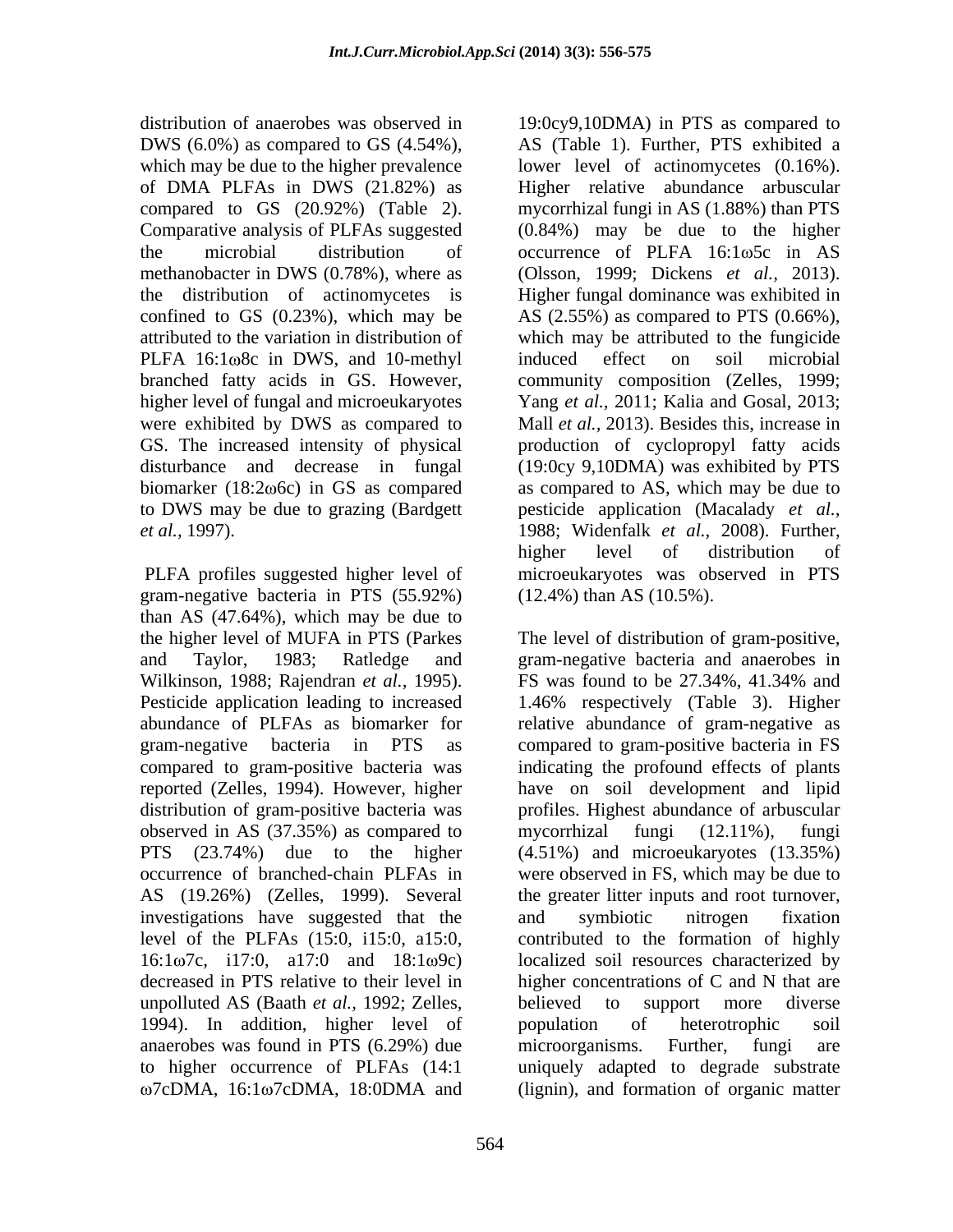distribution of anaerobes was observed in DWS (6.0%) as compared to GS (4.54%), which may be due to the higher prevalence of DMA PLFAs in DWS (21.82%) as compared to GS (20.92%) (Table 2). Comparative analysis of PLFAs suggested the microbial distribution of methanobacter in DWS (0.78%), where as the distribution of actinomycetes is confined to GS (0.23%), which may be attributed to the variation in distribution of PLFA 16:1ω8c in DWS, and 10-methyl branched fatty acids in GS. However, higher level of fungal and microeukaryotes were exhibited by DWS as compared to GS. The increased intensity of physical disturbance and decrease in fungal biomarker (18:2ω6c) in GS as compared to DWS may be due to grazing (Bardgett *et al.,* 1997).

PLFA profiles suggested higher level of gram-negative bacteria in PTS (55.92%) than AS (47.64%), which may be due to the higher level of MUFA in PTS (Parkes and Taylor, 1983; Ratledge and Wilkinson, 1988; Rajendran *et al.,* 1995). Pesticide application leading to increased abundance of PLFAs as biomarker for gram-negative bacteria in PTS as compared to gram-positive bacteria was reported (Zelles, 1994). However, higher distribution of gram-positive bacteria was observed in AS (37.35%) as compared to PTS (23.74%) due to the higher occurrence of branched-chain PLFAs in AS (19.26%) (Zelles, 1999). Several investigations have suggested that the level of the PLFAs (15:0, i15:0, a15:0, 16:1ω7c, i17:0, a17:0 and 18:1ω9c) decreased in PTS relative to their level in unpolluted AS (Baath *et al.,* 1992; Zelles, 1994). In addition, higher level of anaerobes was found in PTS (6.29%) due to higher occurrence of PLFAs (14:1 ω7cDMA, 16:1ω7cDMA, 18:0DMA and 19:0cy9,10DMA) in PTS as compared to AS (Table 1). Further, PTS exhibited a lower level of actinomycetes (0.16%). Higher relative abundance arbuscular mycorrhizal fungi in AS (1.88%) than PTS (0.84%) may be due to the higher occurrence of PLFA 16:1ω5c in AS (Olsson, 1999; Dickens *et al.,* 2013). Higher fungal dominance was exhibited in AS (2.55%) as compared to PTS (0.66%), which may be attributed to the fungicide induced effect on soil microbial community composition (Zelles, 1999; Yang *et al.,* 2011; Kalia and Gosal, 2013; Mall *et al.,* 2013). Besides this, increase in production of cyclopropyl fatty acids (19:0cy 9,10DMA) was exhibited by PTS as compared to AS, which may be due to pesticide application (Macalady *et al.,* 1988; Widenfalk *et al.,* 2008). Further, higher level of distribution of microeukaryotes was observed in PTS (12.4%) than AS (10.5%).

The level of distribution of gram-positive, gram-negative bacteria and anaerobes in FS was found to be 27.34%, 41.34% and 1.46% respectively (Table 3). Higher relative abundance of gram-negative as compared to gram-positive bacteria in FS indicating the profound effects of plants have on soil development and lipid profiles. Highest abundance of arbuscular mycorrhizal fungi (12.11%), fungi (4.51%) and microeukaryotes (13.35%) were observed in FS, which may be due to the greater litter inputs and root turnover, and symbiotic nitrogen fixation contributed to the formation of highly localized soil resources characterized by higher concentrations of C and N that are believed to support more diverse population of heterotrophic soil microorganisms. Further, fungi are uniquely adapted to degrade substrate (lignin), and formation of organic matter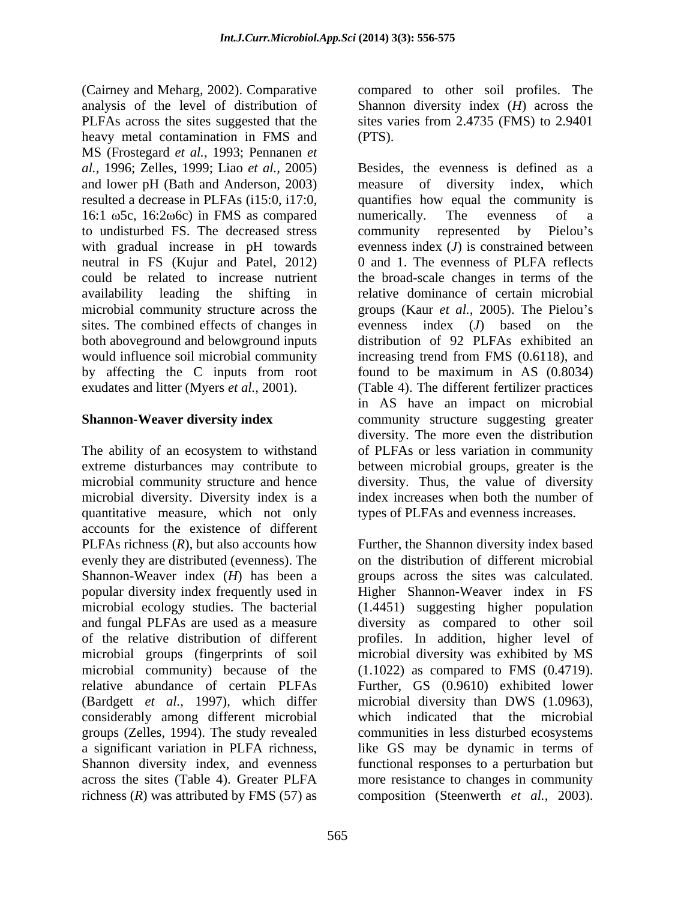(Cairney and Meharg, 2002). Comparative analysis of the level of distribution of PLFAs across the sites suggested that the heavy metal contamination in FMS and MS (Frostegard *et al.*, 1993; Pennanen *et al.*, 1996; Zelles, 1999; Liao *et al.*, 2005) and lower pH (Bath and Anderson, 2003) resulted a decrease in PLFAs (i15:0, i17:0, 16:1 ω5c, 16:2ω6c) in FMS as compared to undisturbed FS. The decreased stress with gradual increase in pH towards neutral in FS (Kujur and Patel, 2012) could be related to increase nutrient availability leading the shifting in microbial community structure across the sites. The combined effects of changes in both aboveground and belowground inputs would influence soil microbial community by affecting the C inputs from root exudates and litter (Myers *et al.,* 2001).

## Shannon-Weaver diversity index

The ability of an ecosystem to withstand extreme disturbances may contribute to microbial community structure and hence microbial diversity. Diversity index is a quantitative measure, which not only accounts for the existence of different PLFAs richness (*R*), but also accounts how evenly they are distributed (evenness). The Shannon-Weaver index (*H*) has been a popular diversity index frequently used in microbial ecology studies. The bacterial and fungal PLFAs are used as a measure of the relative distribution of different microbial groups (fingerprints of soil microbial community) because of the relative abundance of certain PLFAs (Bardgett *et al.,* 1997), which differ considerably among different microbial groups (Zelles, 1994). The study revealed a significant variation in PLFA richness, Shannon diversity index, and evenness across the sites (Table 4). Greater PLFA richness (*R*) was attributed by FMS (57) as compared to other soil profiles. The Shannon diversity index (*H*) across the sites varies from 2.4735 (FMS) to 2.9401 (PTS).

Besides, the evenness is defined as a measure of diversity index, which quantifies how equal the community is numerically. The evenness of a community represented by Pielou's evenness index (*J*) is constrained between 0 and 1. The evenness of PLFA reflects the broad-scale changes in terms of the relative dominance of certain microbial groups (Kaur *et al.,* 2005). The Pielou's evenness index (*J*) based on the distribution of 92 PLFAs exhibited an increasing trend from FMS (0.6118), and found to be maximum in AS (0.8034) (Table 4). The different fertilizer practices in AS have an impact on microbial community structure suggesting greater diversity. The more even the distribution of PLFAs or less variation in community between microbial groups, greater is the diversity. Thus, the value of diversity index increases when both the number of types of PLFAs and evenness increases.

Further, the Shannon diversity index based on the distribution of different microbial groups across the sites was calculated. Higher Shannon-Weaver index in FS (1.4451) suggesting higher population diversity as compared to other soil profiles. In addition, higher level of microbial diversity was exhibited by MS (1.1022) as compared to FMS (0.4719). Further, GS (0.9610) exhibited lower microbial diversity than DWS (1.0963), which indicated that the microbial communities in less disturbed ecosystems like GS may be dynamic in terms of functional responses to a perturbation but more resistance to changes in community composition (Steenwerth *et al.,* 2003).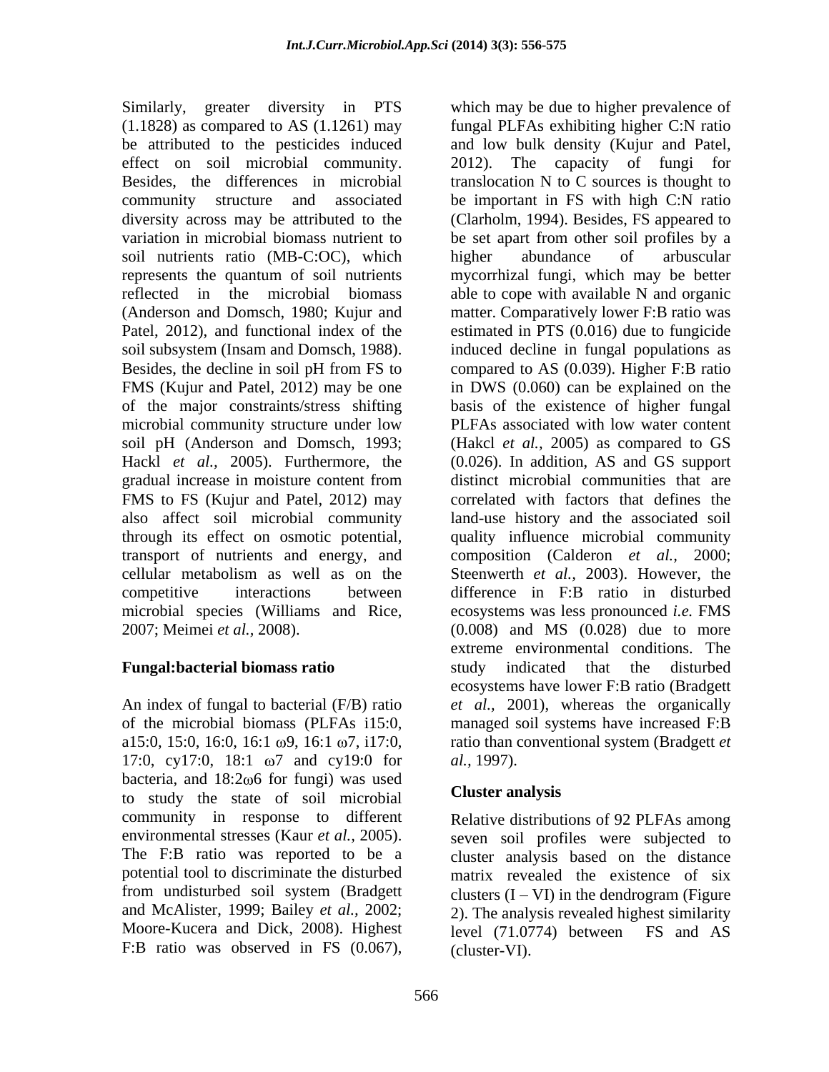Similarly, greater diversity in PTS (1.1828) as compared to AS (1.1261) may be attributed to the pesticides induced effect on soil microbial community. Besides, the differences in microbial community structure and associated diversity across may be attributed to the variation in microbial biomass nutrient to soil nutrients ratio (MB-C:OC), which represents the quantum of soil nutrients reflected in the microbial biomass (Anderson and Domsch, 1980; Kujur and Patel, 2012), and functional index of the soil subsystem (Insam and Domsch, 1988). Besides, the decline in soil pH from FS to FMS (Kujur and Patel, 2012) may be one of the major constraints/stress shifting microbial community structure under low soil pH (Anderson and Domsch, 1993; Hackl *et al.,* 2005). Furthermore, the gradual increase in moisture content from FMS to FS (Kujur and Patel, 2012) may also affect soil microbial community through its effect on osmotic potential, transport of nutrients and energy, and cellular metabolism as well as on the competitive interactions between microbial species (Williams and Rice, 2007; Meimei *et al.,* 2008).

## Fungal:bacterial biomass ratio

An index of fungal to bacterial (F/B) ratio of the microbial biomass (PLFAs i15:0, a15:0, 15:0, 16:0, 16:1 ω9, 16:1 ω7, i17:0, 17:0, cy17:0, 18:1 ω7 and cy19:0 for bacteria, and 18:2ω6 for fungi) was used to study the state of soil microbial community in response to different environmental stresses (Kaur *et al.,* 2005). The F:B ratio was reported to be a potential tool to discriminate the disturbed from undisturbed soil system (Bradgett and McAlister, 1999; Bailey *et al.,* 2002; Moore-Kucera and Dick, 2008). Highest F:B ratio was observed in FS (0.067), which may be due to higher prevalence of fungal PLFAs exhibiting higher C:N ratio and low bulk density (Kujur and Patel, 2012). The capacity of fungi for translocation N to C sources is thought to be important in FS with high C:N ratio (Clarholm, 1994). Besides, FS appeared to be set apart from other soil profiles by a higher abundance of arbuscular mycorrhizal fungi, which may be better able to cope with available N and organic matter. Comparatively lower F:B ratio was estimated in PTS (0.016) due to fungicide induced decline in fungal populations as compared to AS (0.039). Higher F:B ratio in DWS (0.060) can be explained on the basis of the existence of higher fungal PLFAs associated with low water content (Hakcl *et al.,* 2005) as compared to GS (0.026). In addition, AS and GS support distinct microbial communities that are correlated with factors that defines the land-use history and the associated soil quality influence microbial community composition (Calderon *et al.,* 2000; Steenwerth *et al.,* 2003). However, the difference in F:B ratio in disturbed ecosystems was less pronounced *i.e.* FMS (0.008) and MS (0.028) due to more extreme environmental conditions. The study indicated that the disturbed ecosystems have lower F:B ratio (Bradgett *et al.,* 2001), whereas the organically managed soil systems have increased F:B ratio than conventional system (Bradgett *et al.,* 1997).

## Cluster analysis

Relative distributions of 92 PLFAs among seven soil profiles were subjected to cluster analysis based on the distance matrix revealed the existence of six clusters (I – VI) in the dendrogram (Figure 2). The analysis revealed highest similarity level (71.0774) between FS and AS (cluster-VI).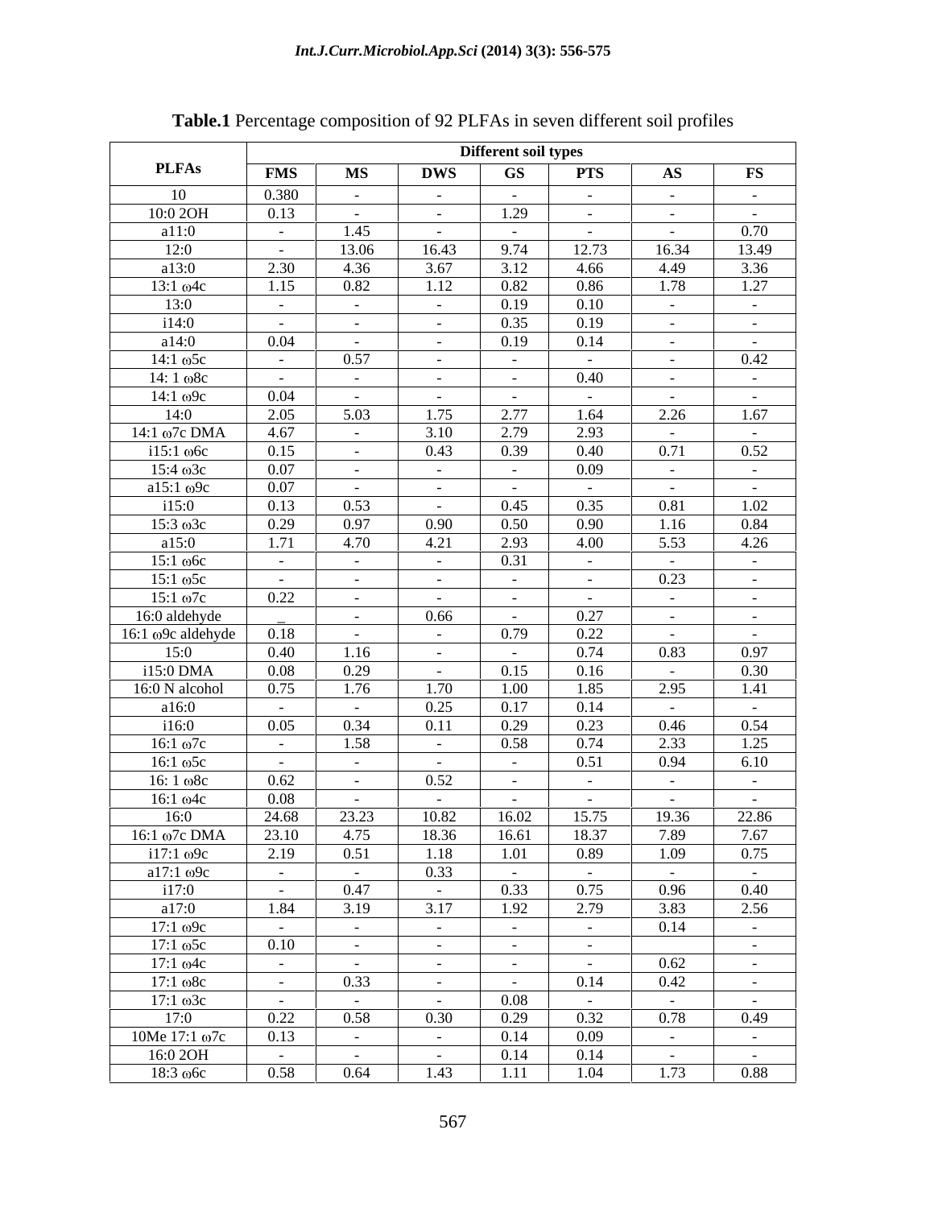**Table.1** Percentage composition of 92 PLFAs in seven different soil profiles

| PLFAs | Different soil types | | | | | | |
|---|---|---|---|---|---|---|---|
| | FMS | MS | DWS | GS | PTS | AS | FS |
| 10 | 0.380 | - | - | - | - | - | - |
| 10:0 2OH | 0.13 | - | - | 1.29 | - | - | - |
| a11:0 | - | 1.45 | - | - | - | - | 0.70 |
| 12:0 | - | 13.06 | 16.43 | 9.74 | 12.73 | 16.34 | 13.49 |
| a13:0 | 2.30 | 4.36 | 3.67 | 3.12 | 4.66 | 4.49 | 3.36 |
| 13:1 ω4c | 1.15 | 0.82 | 1.12 | 0.82 | 0.86 | 1.78 | 1.27 |
| 13:0 | - | - | - | 0.19 | 0.10 | - | - |
| i14:0 | - | - | - | 0.35 | 0.19 | - | - |
| a14:0 | 0.04 | - | - | 0.19 | 0.14 | - | - |
| 14:1 ω5c | - | 0.57 | - | - | - | - | 0.42 |
| 14: 1 ω8c | - | - | - | - | 0.40 | - | - |
| 14:1 ω9c | 0.04 | - | - | - | - | - | - |
| 14:0 | 2.05 | 5.03 | 1.75 | 2.77 | 1.64 | 2.26 | 1.67 |
| 14:1 ω7c DMA | 4.67 | - | 3.10 | 2.79 | 2.93 | - | - |
| i15:1 ω6c | 0.15 | - | 0.43 | 0.39 | 0.40 | 0.71 | 0.52 |
| 15:4 ω3c | 0.07 | - | - | - | 0.09 | - | - |
| a15:1 ω9c | 0.07 | - | - | - | - | - | - |
| i15:0 | 0.13 | 0.53 | - | 0.45 | 0.35 | 0.81 | 1.02 |
| 15:3 ω3c | 0.29 | 0.97 | 0.90 | 0.50 | 0.90 | 1.16 | 0.84 |
| a15:0 | 1.71 | 4.70 | 4.21 | 2.93 | 4.00 | 5.53 | 4.26 |
| 15:1 ω6c | - | - | - | 0.31 | - | - | - |
| 15:1 ω5c | - | - | - | - | - | 0.23 | - |
| 15:1 ω7c | 0.22 | - | - | - | - | - | - |
| 16:0 aldehyde | _ | - | 0.66 | - | 0.27 | - | - |
| 16:1 ω9c aldehyde | 0.18 | - | - | 0.79 | 0.22 | - | - |
| 15:0 | 0.40 | 1.16 | - | - | 0.74 | 0.83 | 0.97 |
| i15:0 DMA | 0.08 | 0.29 | - | 0.15 | 0.16 | - | 0.30 |
| 16:0 N alcohol | 0.75 | 1.76 | 1.70 | 1.00 | 1.85 | 2.95 | 1.41 |
| a16:0 | - | - | 0.25 | 0.17 | 0.14 | - | - |
| i16:0 | 0.05 | 0.34 | 0.11 | 0.29 | 0.23 | 0.46 | 0.54 |
| 16:1 ω7c | - | 1.58 | - | 0.58 | 0.74 | 2.33 | 1.25 |
| 16:1 ω5c | - | - | - | - | 0.51 | 0.94 | 6.10 |
| 16: 1 ω8c | 0.62 | - | 0.52 | - | - | - | - |
| 16:1 ω4c | 0.08 | - | - | - | - | - | - |
| 16:0 | 24.68 | 23.23 | 10.82 | 16.02 | 15.75 | 19.36 | 22.86 |
| 16:1 ω7c DMA | 23.10 | 4.75 | 18.36 | 16.61 | 18.37 | 7.89 | 7.67 |
| i17:1 ω9c | 2.19 | 0.51 | 1.18 | 1.01 | 0.89 | 1.09 | 0.75 |
| a17:1 ω9c | - | - | 0.33 | - | - | - | - |
| i17:0 | - | 0.47 | - | 0.33 | 0.75 | 0.96 | 0.40 |
| a17:0 | 1.84 | 3.19 | 3.17 | 1.92 | 2.79 | 3.83 | 2.56 |
| 17:1 ω9c | - | - | - | - | - | 0.14 | - |
| 17:1 ω5c | 0.10 | - | - | - | - | | - |
| 17:1 ω4c | - | - | - | - | - | 0.62 | - |
| 17:1 ω8c | - | 0.33 | - | - | 0.14 | 0.42 | - |
| 17:1 ω3c | - | - | - | 0.08 | - | - | - |
| 17:0 | 0.22 | 0.58 | 0.30 | 0.29 | 0.32 | 0.78 | 0.49 |
| 10Me 17:1 ω7c | 0.13 | - | - | 0.14 | 0.09 | - | - |
| 16:0 2OH | - | - | - | 0.14 | 0.14 | - | - |
| 18:3 ω6c | 0.58 | 0.64 | 1.43 | 1.11 | 1.04 | 1.73 | 0.88 |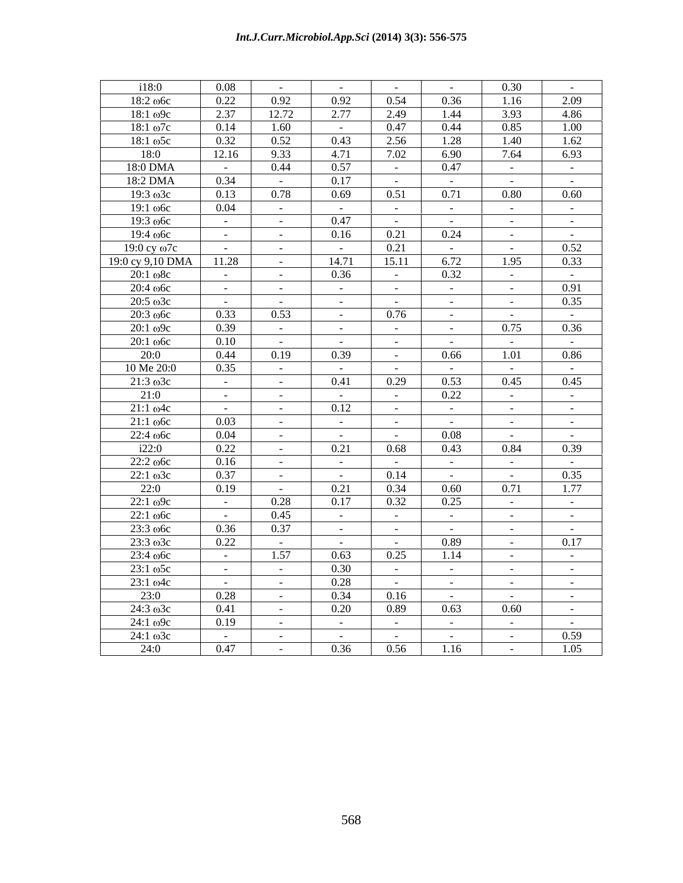| | | | | | | | |
|---|---|---|---|---|---|---|---|
| i18:0 | 0.08 | - | - | - | - | 0.30 | - |
| 18:2 ω6c | 0.22 | 0.92 | 0.92 | 0.54 | 0.36 | 1.16 | 2.09 |
| 18:1 ω9c | 2.37 | 12.72 | 2.77 | 2.49 | 1.44 | 3.93 | 4.86 |
| 18:1 ω7c | 0.14 | 1.60 | - | 0.47 | 0.44 | 0.85 | 1.00 |
| 18:1 ω5c | 0.32 | 0.52 | 0.43 | 2.56 | 1.28 | 1.40 | 1.62 |
| 18:0 | 12.16 | 9.33 | 4.71 | 7.02 | 6.90 | 7.64 | 6.93 |
| 18:0 DMA | - | 0.44 | 0.57 | - | 0.47 | - | - |
| 18:2 DMA | 0.34 | - | 0.17 | - | - | - | - |
| 19:3 ω3c | 0.13 | 0.78 | 0.69 | 0.51 | 0.71 | 0.80 | 0.60 |
| 19:1 ω6c | 0.04 | - | - | - | - | - | - |
| 19:3 ω6c | - | - | 0.47 | - | - | - | - |
| 19:4 ω6c | - | - | 0.16 | 0.21 | 0.24 | - | - |
| 19:0 cy ω7c | - | - | - | 0.21 | - | - | 0.52 |
| 19:0 cy 9,10 DMA | 11.28 | - | 14.71 | 15.11 | 6.72 | 1.95 | 0.33 |
| 20:1 ω8c | - | - | 0.36 | - | 0.32 | - | - |
| 20:4 ω6c | - | - | - | - | - | - | 0.91 |
| 20:5 ω3c | - | - | - | - | - | - | 0.35 |
| 20:3 ω6c | 0.33 | 0.53 | - | 0.76 | - | - | - |
| 20:1 ω9c | 0.39 | - | - | - | - | 0.75 | 0.36 |
| 20:1 ω6c | 0.10 | - | - | - | - | - | - |
| 20:0 | 0.44 | 0.19 | 0.39 | - | 0.66 | 1.01 | 0.86 |
| 10 Me 20:0 | 0.35 | - | - | - | - | - | - |
| 21:3 ω3c | - | - | 0.41 | 0.29 | 0.53 | 0.45 | 0.45 |
| 21:0 | - | - | - | - | 0.22 | - | - |
| 21:1 ω4c | - | - | 0.12 | - | - | - | - |
| 21:1 ω6c | 0.03 | - | - | - | - | - | - |
| 22:4 ω6c | 0.04 | - | - | - | 0.08 | - | - |
| i22:0 | 0.22 | - | 0.21 | 0.68 | 0.43 | 0.84 | 0.39 |
| 22:2 ω6c | 0.16 | - | - | - | - | - | - |
| 22:1 ω3c | 0.37 | - | - | 0.14 | - | - | 0.35 |
| 22:0 | 0.19 | - | 0.21 | 0.34 | 0.60 | 0.71 | 1.77 |
| 22:1 ω9c | - | 0.28 | 0.17 | 0.32 | 0.25 | - | - |
| 22:1 ω6c | - | 0.45 | - | - | - | - | - |
| 23:3 ω6c | 0.36 | 0.37 | - | - | - | - | - |
| 23:3 ω3c | 0.22 | - | - | - | 0.89 | - | 0.17 |
| 23:4 ω6c | - | 1.57 | 0.63 | 0.25 | 1.14 | - | - |
| 23:1 ω5c | - | - | 0.30 | - | - | - | - |
| 23:1 ω4c | - | - | 0.28 | - | - | - | - |
| 23:0 | 0.28 | - | 0.34 | 0.16 | - | - | - |
| 24:3 ω3c | 0.41 | - | 0.20 | 0.89 | 0.63 | 0.60 | - |
| 24:1 ω9c | 0.19 | - | - | - | - | - | - |
| 24:1 ω3c | - | - | - | - | - | - | 0.59 |
| 24:0 | 0.47 | - | 0.36 | 0.56 | 1.16 | - | 1.05 |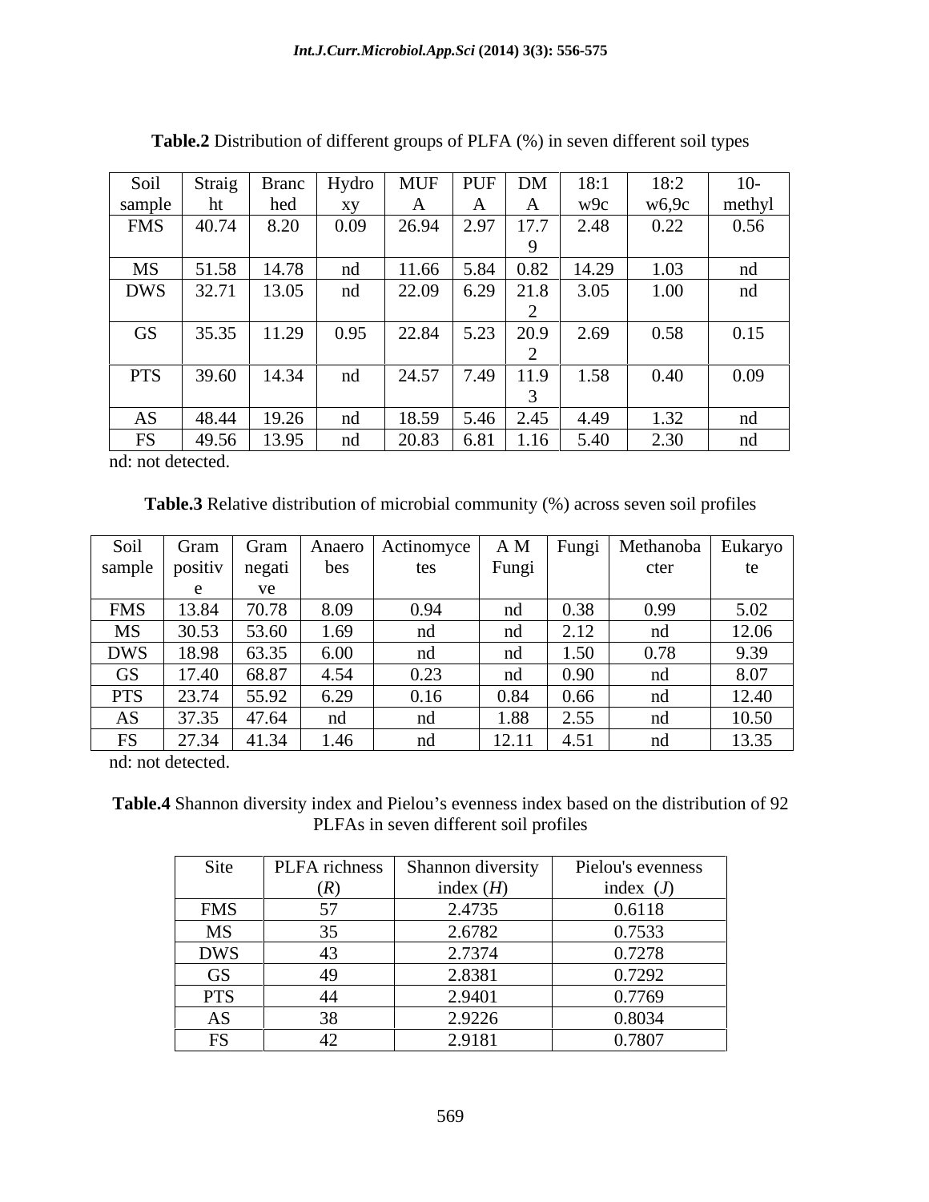**Table.2** Distribution of different groups of PLFA (%) in seven different soil types

| Soil sample | Straight | Branched | Hydroxy | MUFA | PUFA | DMA | 18:1 w9c | 18:2 w6,9c | 10-methyl |
|---|---|---|---|---|---|---|---|---|---|
| FMS | 40.74 | 8.20 | 0.09 | 26.94 | 2.97 | 17.79 | 2.48 | 0.22 | 0.56 |
| MS | 51.58 | 14.78 | nd | 11.66 | 5.84 | 0.82 | 14.29 | 1.03 | nd |
| DWS | 32.71 | 13.05 | nd | 22.09 | 6.29 | 21.82 | 3.05 | 1.00 | nd |
| GS | 35.35 | 11.29 | 0.95 | 22.84 | 5.23 | 20.92 | 2.69 | 0.58 | 0.15 |
| PTS | 39.60 | 14.34 | nd | 24.57 | 7.49 | 11.93 | 1.58 | 0.40 | 0.09 |
| AS | 48.44 | 19.26 | nd | 18.59 | 5.46 | 2.45 | 4.49 | 1.32 | nd |
| FS | 49.56 | 13.95 | nd | 20.83 | 6.81 | 1.16 | 5.40 | 2.30 | nd |

nd: not detected.

**Table.3** Relative distribution of microbial community (%) across seven soil profiles

| Soil sample | Gram positive | Gram negative | Anaerobes | Actinomycetes | A M Fungi | Fungi | Methanobacter | Eukaryote |
|---|---|---|---|---|---|---|---|---|
| FMS | 13.84 | 70.78 | 8.09 | 0.94 | nd | 0.38 | 0.99 | 5.02 |
| MS | 30.53 | 53.60 | 1.69 | nd | nd | 2.12 | nd | 12.06 |
| DWS | 18.98 | 63.35 | 6.00 | nd | nd | 1.50 | 0.78 | 9.39 |
| GS | 17.40 | 68.87 | 4.54 | 0.23 | nd | 0.90 | nd | 8.07 |
| PTS | 23.74 | 55.92 | 6.29 | 0.16 | 0.84 | 0.66 | nd | 12.40 |
| AS | 37.35 | 47.64 | nd | nd | 1.88 | 2.55 | nd | 10.50 |
| FS | 27.34 | 41.34 | 1.46 | nd | 12.11 | 4.51 | nd | 13.35 |

nd: not detected.

**Table.4** Shannon diversity index and Pielou's evenness index based on the distribution of 92 PLFAs in seven different soil profiles

| Site | PLFA richness ($R$) | Shannon diversity index ($H$) | Pielou's evenness index ($J$) |
|---|---|---|---|
| FMS | 57 | 2.4735 | 0.6118 |
| MS | 35 | 2.6782 | 0.7533 |
| DWS | 43 | 2.7374 | 0.7278 |
| GS | 49 | 2.8381 | 0.7292 |
| PTS | 44 | 2.9401 | 0.7769 |
| AS | 38 | 2.9226 | 0.8034 |
| FS | 42 | 2.9181 | 0.7807 |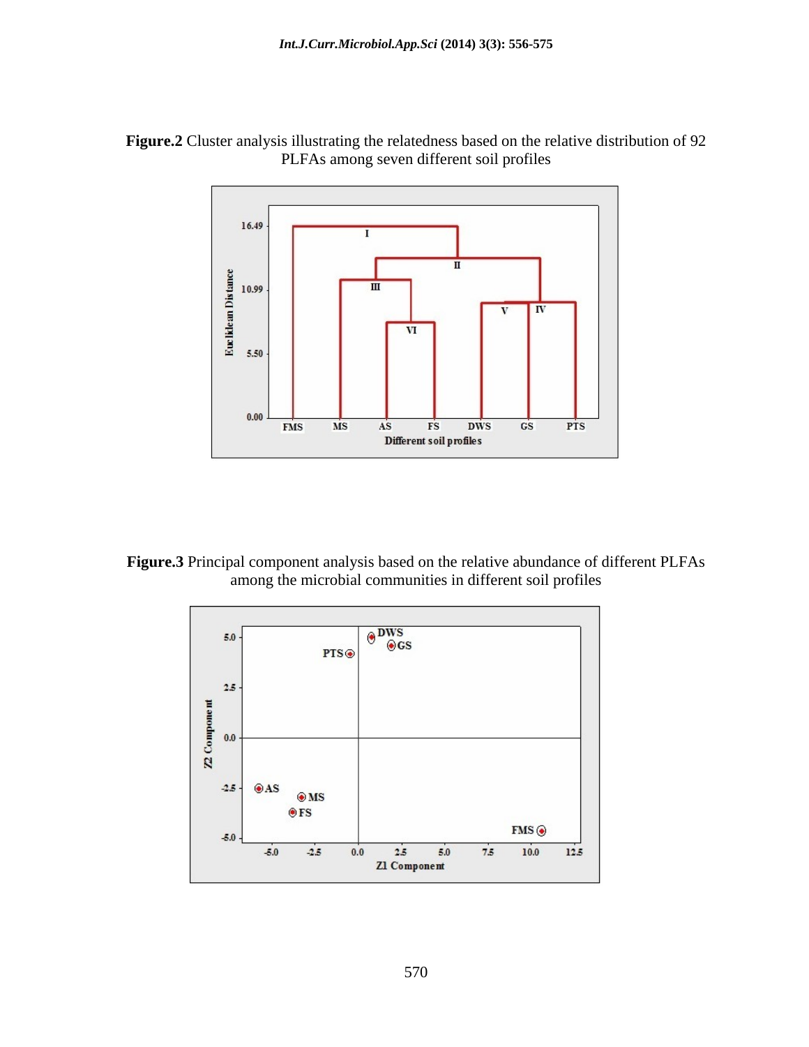**Figure.2** Cluster analysis illustrating the relatedness based on the relative distribution of 92 PLFAs among seven different soil profiles

**Figure.3** Principal component analysis based on the relative abundance of different PLFAs among the microbial communities in different soil profiles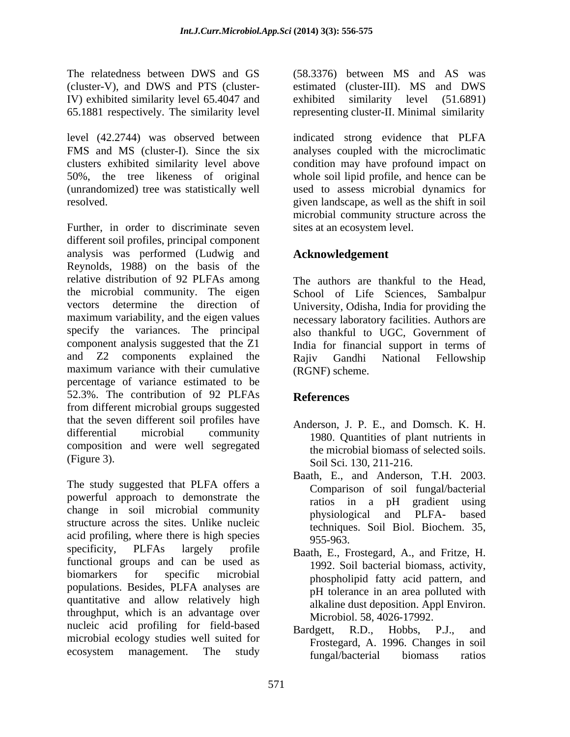The relatedness between DWS and GS (cluster-V), and DWS and PTS (cluster-IV) exhibited similarity level 65.4047 and 65.1881 respectively. The similarity level (58.3376) between MS and AS was estimated (cluster-III). MS and DWS exhibited similarity level (51.6891) representing cluster-II. Minimal similarity level (42.2744) was observed between FMS and MS (cluster-I). Since the six clusters exhibited similarity level above 50%, the tree likeness of original (unrandomized) tree was statistically well resolved.

Further, in order to discriminate seven different soil profiles, principal component analysis was performed (Ludwig and Reynolds, 1988) on the basis of the relative distribution of 92 PLFAs among the microbial community. The eigen vectors determine the direction of maximum variability, and the eigen values specify the variances. The principal component analysis suggested that the Z1 and Z2 components explained the maximum variance with their cumulative percentage of variance estimated to be 52.3%. The contribution of 92 PLFAs from different microbial groups suggested that the seven different soil profiles have differential microbial community composition and were well segregated (Figure 3).

The study suggested that PLFA offers a powerful approach to demonstrate the change in soil microbial community structure across the sites. Unlike nucleic acid profiling, where there is high species specificity, PLFAs largely profile functional groups and can be used as biomarkers for specific microbial populations. Besides, PLFA analyses are quantitative and allow relatively high throughput, which is an advantage over nucleic acid profiling for field-based microbial ecology studies well suited for ecosystem management. The study indicated strong evidence that PLFA analyses coupled with the microclimatic condition may have profound impact on whole soil lipid profile, and hence can be used to assess microbial dynamics for given landscape, as well as the shift in soil microbial community structure across the sites at an ecosystem level.

## Acknowledgement

The authors are thankful to the Head, School of Life Sciences, Sambalpur University, Odisha, India for providing the necessary laboratory facilities. Authors are also thankful to UGC, Government of India for financial support in terms of Rajiv Gandhi National Fellowship (RGNF) scheme.

## References

Anderson, J. P. E., and Domsch. K. H. 1980. Quantities of plant nutrients in the microbial biomass of selected soils. Soil Sci. 130, 211-216.

Baath, E., and Anderson, T.H. 2003. Comparison of soil fungal/bacterial ratios in a pH gradient using physiological and PLFA- based techniques. Soil Biol. Biochem. 35, 955-963.

Baath, E., Frostegard, A., and Fritze, H. 1992. Soil bacterial biomass, activity, phospholipid fatty acid pattern, and pH tolerance in an area polluted with alkaline dust deposition. Appl Environ. Microbiol. 58, 4026-17992.

Bardgett, R.D., Hobbs, P.J., and Frostegard, A. 1996. Changes in soil fungal/bacterial biomass ratios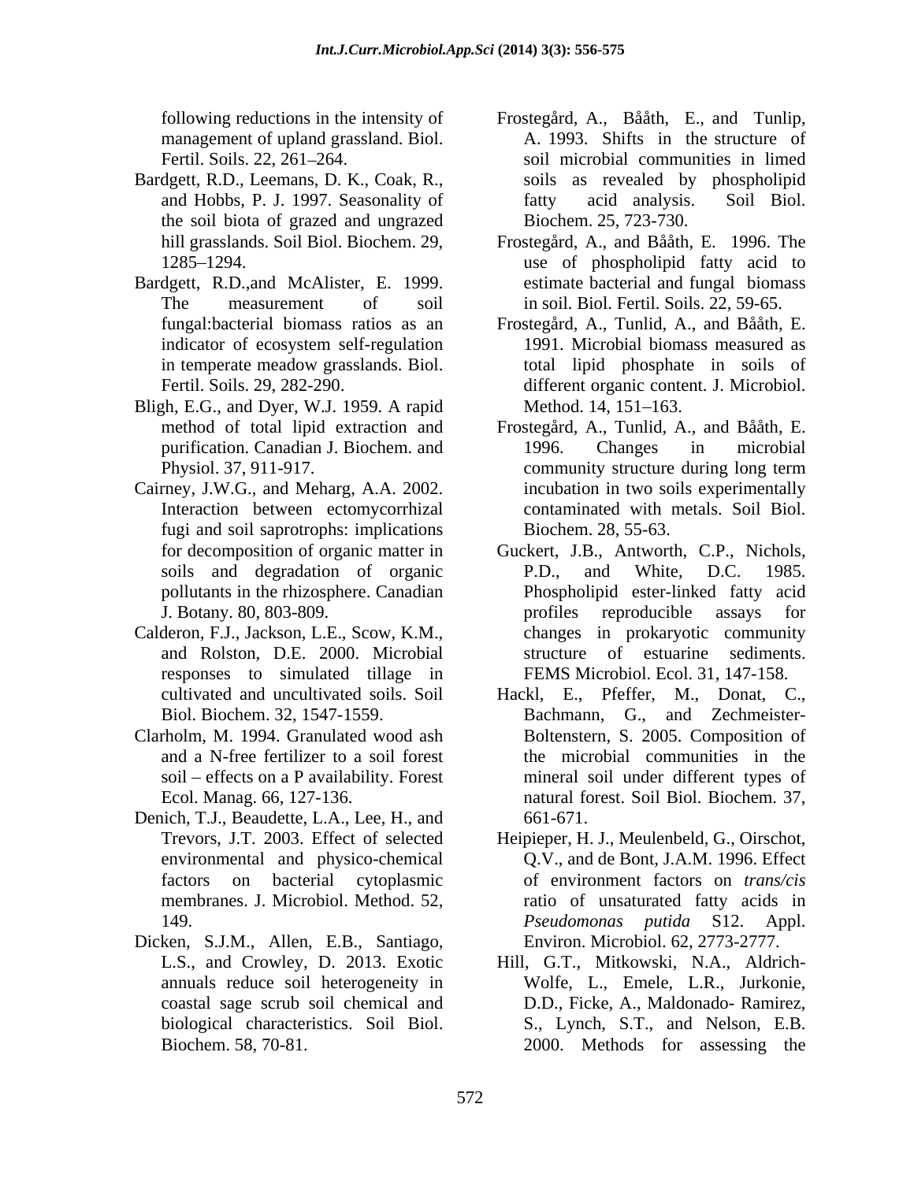following reductions in the intensity of management of upland grassland. Biol. Fertil. Soils. 22, 261–264.

Bardgett, R.D., Leemans, D. K., Coak, R., and Hobbs, P. J. 1997. Seasonality of the soil biota of grazed and ungrazed hill grasslands. Soil Biol. Biochem. 29, 1285–1294.

Bardgett, R.D.,and McAlister, E. 1999. The measurement of soil fungal:bacterial biomass ratios as an indicator of ecosystem self-regulation in temperate meadow grasslands. Biol. Fertil. Soils. 29, 282-290.

Bligh, E.G., and Dyer, W.J. 1959. A rapid method of total lipid extraction and purification. Canadian J. Biochem. and Physiol. 37, 911-917.

Cairney, J.W.G., and Meharg, A.A. 2002. Interaction between ectomycorrhizal fugi and soil saprotrophs: implications for decomposition of organic matter in soils and degradation of organic pollutants in the rhizosphere. Canadian J. Botany. 80, 803-809.

Calderon, F.J., Jackson, L.E., Scow, K.M., and Rolston, D.E. 2000. Microbial responses to simulated tillage in cultivated and uncultivated soils. Soil Biol. Biochem. 32, 1547-1559.

Clarholm, M. 1994. Granulated wood ash and a N-free fertilizer to a soil forest soil – effects on a P availability. Forest Ecol. Manag. 66, 127-136.

Denich, T.J., Beaudette, L.A., Lee, H., and Trevors, J.T. 2003. Effect of selected environmental and physico-chemical factors on bacterial cytoplasmic membranes. J. Microbiol. Method. 52, 149.

Dicken, S.J.M., Allen, E.B., Santiago, L.S., and Crowley, D. 2013. Exotic annuals reduce soil heterogeneity in coastal sage scrub soil chemical and biological characteristics. Soil Biol. Biochem. 58, 70-81.

Frostegård, A., Bååth, E., and Tunlip, A. 1993. Shifts in the structure of soil microbial communities in limed soils as revealed by phospholipid fatty acid analysis. Soil Biol. Biochem. 25, 723-730.

Frostegård, A., and Bååth, E. 1996. The use of phospholipid fatty acid to estimate bacterial and fungal biomass in soil. Biol. Fertil. Soils. 22, 59-65.

Frostegård, A., Tunlid, A., and Bååth, E. 1991. Microbial biomass measured as total lipid phosphate in soils of different organic content. J. Microbiol. Method. 14, 151–163.

Frostegård, A., Tunlid, A., and Bååth, E. 1996. Changes in microbial community structure during long term incubation in two soils experimentally contaminated with metals. Soil Biol. Biochem. 28, 55-63.

Guckert, J.B., Antworth, C.P., Nichols, P.D., and White, D.C. 1985. Phospholipid ester-linked fatty acid profiles reproducible assays for changes in prokaryotic community structure of estuarine sediments. FEMS Microbiol. Ecol. 31, 147-158.

Hackl, E., Pfeffer, M., Donat, C., Bachmann, G., and Zechmeister-Boltenstern, S. 2005. Composition of the microbial communities in the mineral soil under different types of natural forest. Soil Biol. Biochem. 37, 661-671.

Heipieper, H. J., Meulenbeld, G., Oirschot, Q.V., and de Bont, J.A.M. 1996. Effect of environment factors on *trans/cis* ratio of unsaturated fatty acids in *Pseudomonas putida* S12. Appl. Environ. Microbiol. 62, 2773-2777.

Hill, G.T., Mitkowski, N.A., Aldrich-Wolfe, L., Emele, L.R., Jurkonie, D.D., Ficke, A., Maldonado- Ramirez, S., Lynch, S.T., and Nelson, E.B. 2000. Methods for assessing the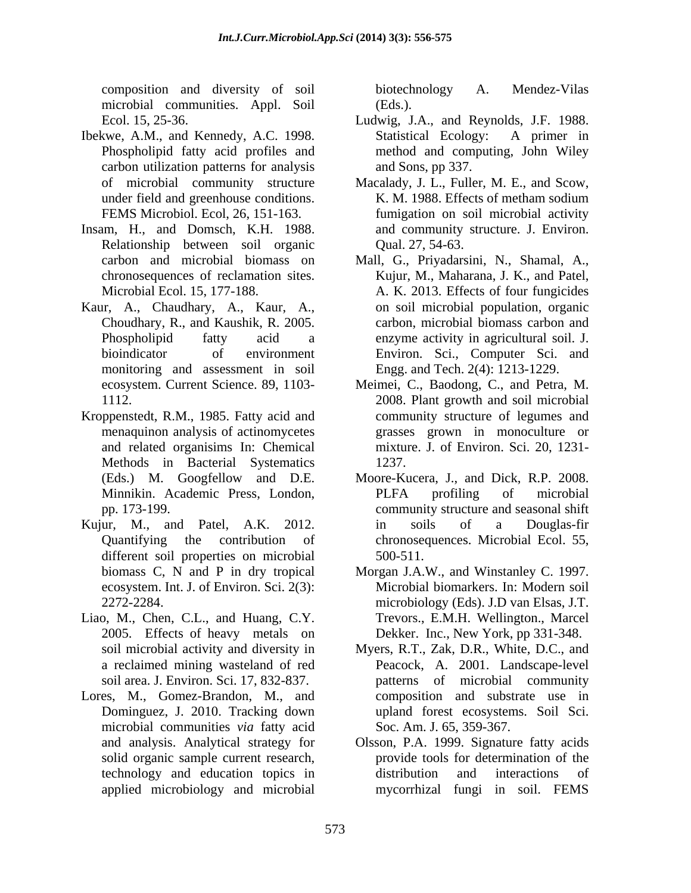composition and diversity of soil microbial communities. Appl. Soil Ecol. 15, 25-36.

Ibekwe, A.M., and Kennedy, A.C. 1998. Phospholipid fatty acid profiles and carbon utilization patterns for analysis of microbial community structure under field and greenhouse conditions. FEMS Microbiol. Ecol, 26, 151-163.

Insam, H., and Domsch, K.H. 1988. Relationship between soil organic carbon and microbial biomass on chronosequences of reclamation sites. Microbial Ecol. 15, 177-188.

Kaur, A., Chaudhary, A., Kaur, A., Choudhary, R., and Kaushik, R. 2005. Phospholipid fatty acid a bioindicator of environment monitoring and assessment in soil ecosystem. Current Science. 89, 1103-1112.

Kroppenstedt, R.M., 1985. Fatty acid and menaquinon analysis of actinomycetes and related organisims In: Chemical Methods in Bacterial Systematics (Eds.) M. Googfellow and D.E. Minnikin. Academic Press, London, pp. 173-199.

Kujur, M., and Patel, A.K. 2012. Quantifying the contribution of different soil properties on microbial biomass C, N and P in dry tropical ecosystem. Int. J. of Environ. Sci. 2(3): 2272-2284.

Liao, M., Chen, C.L., and Huang, C.Y. 2005. Effects of heavy metals on soil microbial activity and diversity in a reclaimed mining wasteland of red soil area. J. Environ. Sci. 17, 832-837.

Lores, M., Gomez-Brandon, M., and Dominguez, J. 2010. Tracking down microbial communities *via* fatty acid and analysis. Analytical strategy for solid organic sample current research, technology and education topics in applied microbiology and microbial biotechnology A. Mendez-Vilas (Eds.).

Ludwig, J.A., and Reynolds, J.F. 1988. Statistical Ecology: A primer in method and computing, John Wiley and Sons, pp 337.

Macalady, J. L., Fuller, M. E., and Scow, K. M. 1988. Effects of metham sodium fumigation on soil microbial activity and community structure. J. Environ. Qual. 27, 54-63.

Mall, G., Priyadarsini, N., Shamal, A., Kujur, M., Maharana, J. K., and Patel, A. K. 2013. Effects of four fungicides on soil microbial population, organic carbon, microbial biomass carbon and enzyme activity in agricultural soil. J. Environ. Sci., Computer Sci. and Engg. and Tech. 2(4): 1213-1229.

Meimei, C., Baodong, C., and Petra, M. 2008. Plant growth and soil microbial community structure of legumes and grasses grown in monoculture or mixture. J. of Environ. Sci. 20, 1231-1237.

Moore-Kucera, J., and Dick, R.P. 2008. PLFA profiling of microbial community structure and seasonal shift in soils of a Douglas-fir chronosequences. Microbial Ecol. 55, 500-511.

Morgan J.A.W., and Winstanley C. 1997. Microbial biomarkers. In: Modern soil microbiology (Eds). J.D van Elsas, J.T. Trevors., E.M.H. Wellington., Marcel Dekker. Inc., New York, pp 331-348.

Myers, R.T., Zak, D.R., White, D.C., and Peacock, A. 2001. Landscape-level patterns of microbial community composition and substrate use in upland forest ecosystems. Soil Sci. Soc. Am. J. 65, 359-367.

Olsson, P.A. 1999. Signature fatty acids provide tools for determination of the distribution and interactions of mycorrhizal fungi in soil. FEMS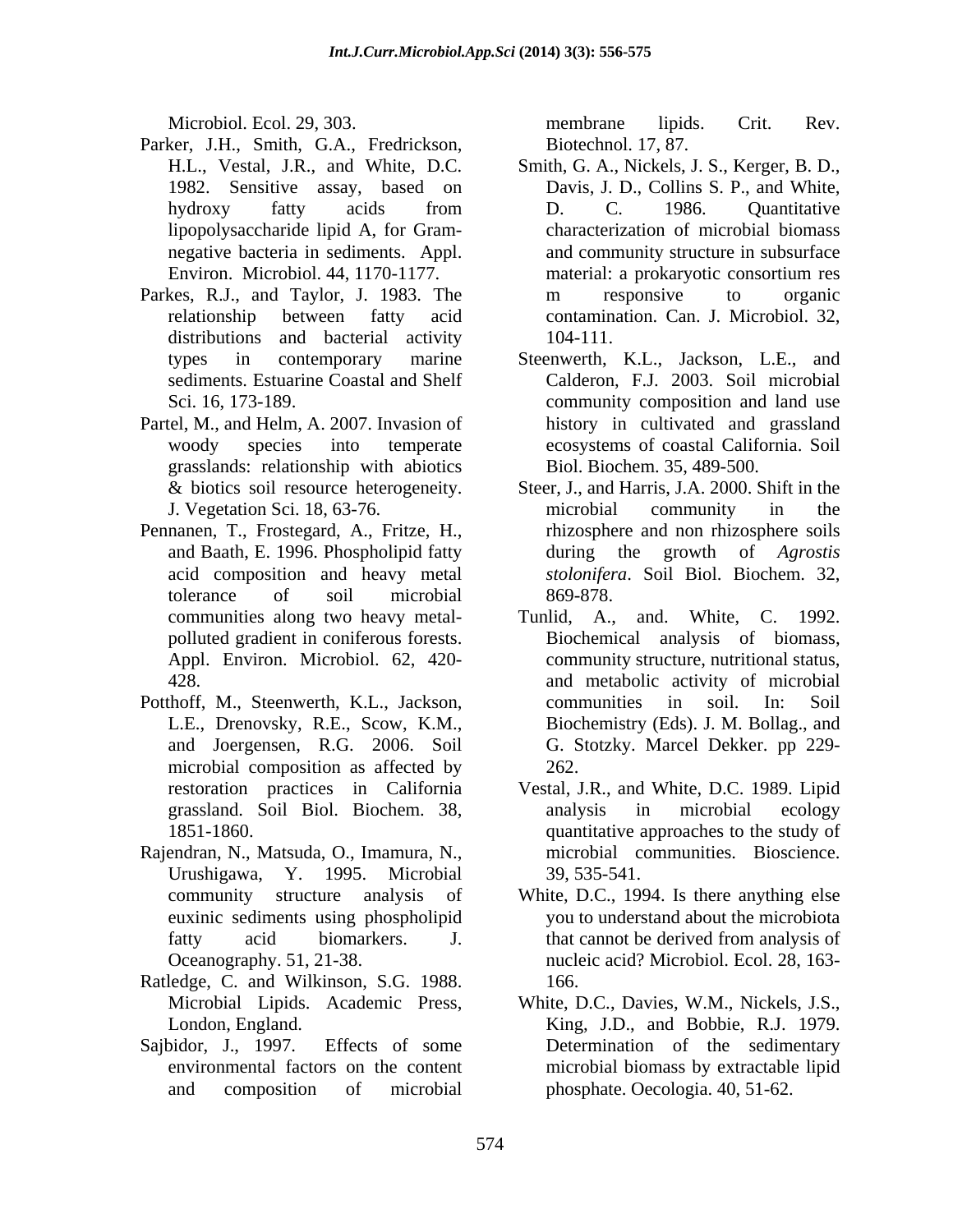Microbiol. Ecol. 29, 303.

Parker, J.H., Smith, G.A., Fredrickson, H.L., Vestal, J.R., and White, D.C. 1982. Sensitive assay, based on hydroxy fatty acids from lipopolysaccharide lipid A, for Gram-negative bacteria in sediments. Appl. Environ. Microbiol. 44, 1170-1177.

Parkes, R.J., and Taylor, J. 1983. The relationship between fatty acid distributions and bacterial activity types in contemporary marine sediments. Estuarine Coastal and Shelf Sci. 16, 173-189.

Partel, M., and Helm, A. 2007. Invasion of woody species into temperate grasslands: relationship with abiotics & biotics soil resource heterogeneity. J. Vegetation Sci. 18, 63-76.

Pennanen, T., Frostegard, A., Fritze, H., and Baath, E. 1996. Phospholipid fatty acid composition and heavy metal tolerance of soil microbial communities along two heavy metal-polluted gradient in coniferous forests. Appl. Environ. Microbiol. 62, 420-428.

Potthoff, M., Steenwerth, K.L., Jackson, L.E., Drenovsky, R.E., Scow, K.M., and Joergensen, R.G. 2006. Soil microbial composition as affected by restoration practices in California grassland. Soil Biol. Biochem. 38, 1851-1860.

Rajendran, N., Matsuda, O., Imamura, N., Urushigawa, Y. 1995. Microbial community structure analysis of euxinic sediments using phospholipid fatty acid biomarkers. J. Oceanography. 51, 21-38.

Ratledge, C. and Wilkinson, S.G. 1988. Microbial Lipids. Academic Press, London, England.

Sajbidor, J., 1997. Effects of some environmental factors on the content and composition of microbial membrane lipids. Crit. Rev. Biotechnol. 17, 87.

Smith, G. A., Nickels, J. S., Kerger, B. D., Davis, J. D., Collins S. P., and White, D. C. 1986. Quantitative characterization of microbial biomass and community structure in subsurface material: a prokaryotic consortium res m responsive to organic contamination. Can. J. Microbiol. 32, 104-111.

Steenwerth, K.L., Jackson, L.E., and Calderon, F.J. 2003. Soil microbial community composition and land use history in cultivated and grassland ecosystems of coastal California. Soil Biol. Biochem. 35, 489-500.

Steer, J., and Harris, J.A. 2000. Shift in the microbial community in the rhizosphere and non rhizosphere soils during the growth of *Agrostis stolonifera*. Soil Biol. Biochem. 32, 869-878.

Tunlid, A., and. White, C. 1992. Biochemical analysis of biomass, community structure, nutritional status, and metabolic activity of microbial communities in soil. In: Soil Biochemistry (Eds). J. M. Bollag., and G. Stotzky. Marcel Dekker. pp 229-262.

Vestal, J.R., and White, D.C. 1989. Lipid analysis in microbial ecology quantitative approaches to the study of microbial communities. Bioscience. 39, 535-541.

White, D.C., 1994. Is there anything else you to understand about the microbiota that cannot be derived from analysis of nucleic acid? Microbiol. Ecol. 28, 163-166.

White, D.C., Davies, W.M., Nickels, J.S., King, J.D., and Bobbie, R.J. 1979. Determination of the sedimentary microbial biomass by extractable lipid phosphate. Oecologia. 40, 51-62.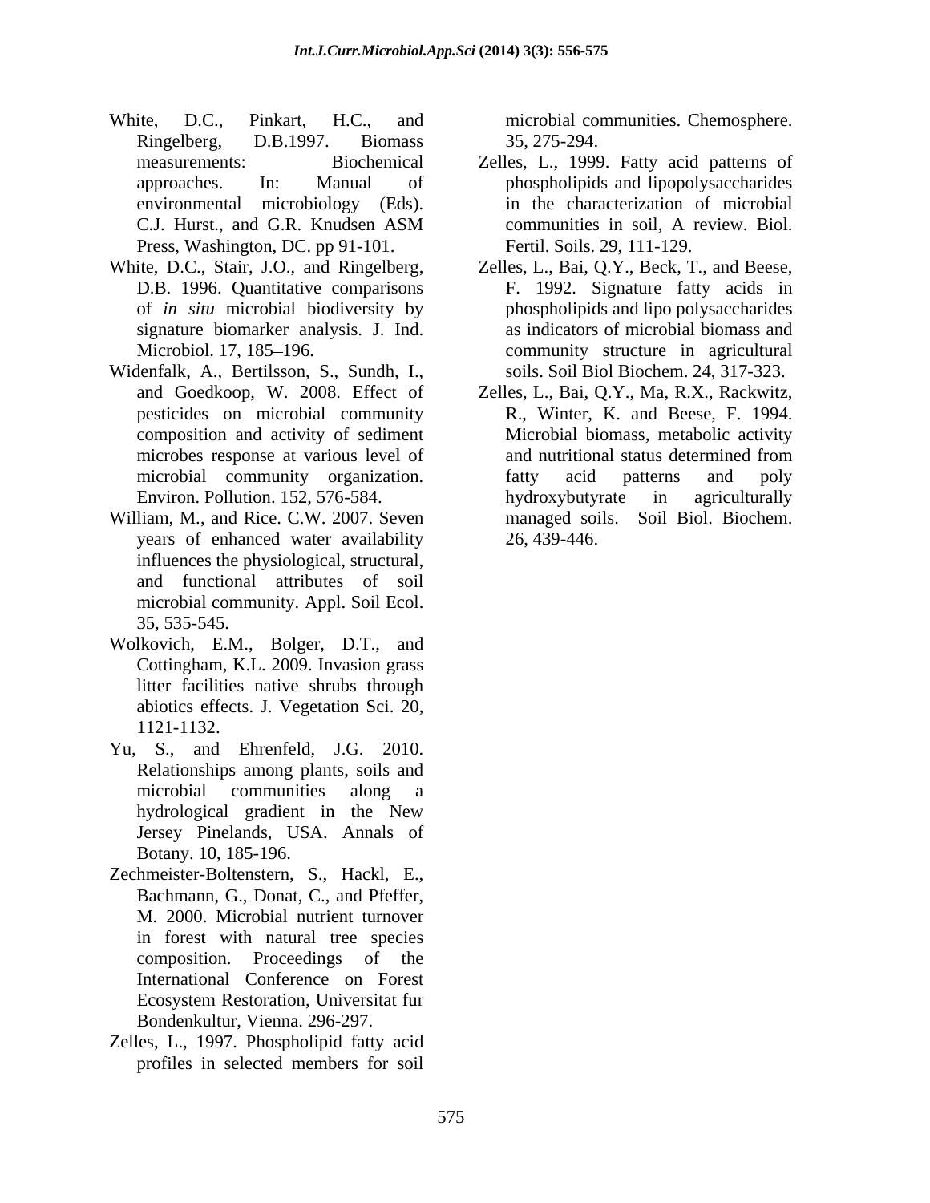White, D.C., Pinkart, H.C., and Ringelberg, D.B.1997. Biomass measurements: Biochemical approaches. In: Manual of environmental microbiology (Eds). C.J. Hurst., and G.R. Knudsen ASM Press, Washington, DC. pp 91-101.

White, D.C., Stair, J.O., and Ringelberg, D.B. 1996. Quantitative comparisons of *in situ* microbial biodiversity by signature biomarker analysis. J. Ind. Microbiol. 17, 185–196.

Widenfalk, A., Bertilsson, S., Sundh, I., and Goedkoop, W. 2008. Effect of pesticides on microbial community composition and activity of sediment microbes response at various level of microbial community organization. Environ. Pollution. 152, 576-584.

William, M., and Rice. C.W. 2007. Seven years of enhanced water availability influences the physiological, structural, and functional attributes of soil microbial community. Appl. Soil Ecol. 35, 535-545.

Wolkovich, E.M., Bolger, D.T., and Cottingham, K.L. 2009. Invasion grass litter facilities native shrubs through abiotics effects. J. Vegetation Sci. 20, 1121-1132.

Yu, S., and Ehrenfeld, J.G. 2010. Relationships among plants, soils and microbial communities along a hydrological gradient in the New Jersey Pinelands, USA. Annals of Botany. 10, 185-196.

Zechmeister-Boltenstern, S., Hackl, E., Bachmann, G., Donat, C., and Pfeffer, M. 2000. Microbial nutrient turnover in forest with natural tree species composition. Proceedings of the International Conference on Forest Ecosystem Restoration, Universitat fur Bondenkultur, Vienna. 296-297.

Zelles, L., 1997. Phospholipid fatty acid profiles in selected members for soil microbial communities. Chemosphere. 35, 275-294.

Zelles, L., 1999. Fatty acid patterns of phospholipids and lipopolysaccharides in the characterization of microbial communities in soil, A review. Biol. Fertil. Soils. 29, 111-129.

Zelles, L., Bai, Q.Y., Beck, T., and Beese, F. 1992. Signature fatty acids in phospholipids and lipo polysaccharides as indicators of microbial biomass and community structure in agricultural soils. Soil Biol Biochem. 24, 317-323.

Zelles, L., Bai, Q.Y., Ma, R.X., Rackwitz, R., Winter, K. and Beese, F. 1994. Microbial biomass, metabolic activity and nutritional status determined from fatty acid patterns and poly hydroxybutyrate in agriculturally managed soils. Soil Biol. Biochem. 26, 439-446.